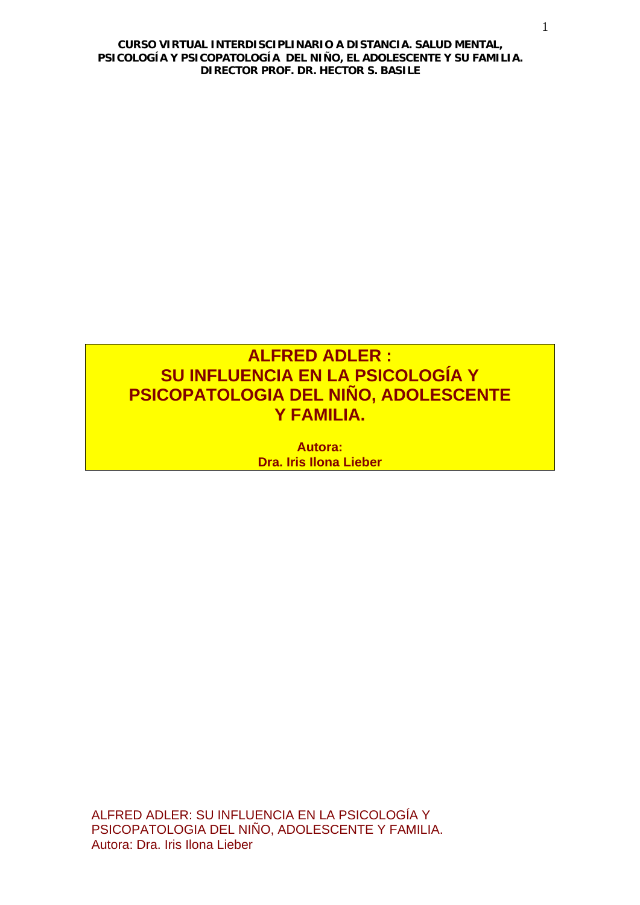# ALFRED ADLER : SU INFLUENCIA EN LA PSICOLOGÍA Y PSICOPATOLOGIA DEL NIÑO, ADOLESCENTE Y FAMILIA.

**Autora:**
**Dra. Iris Ilona Lieber**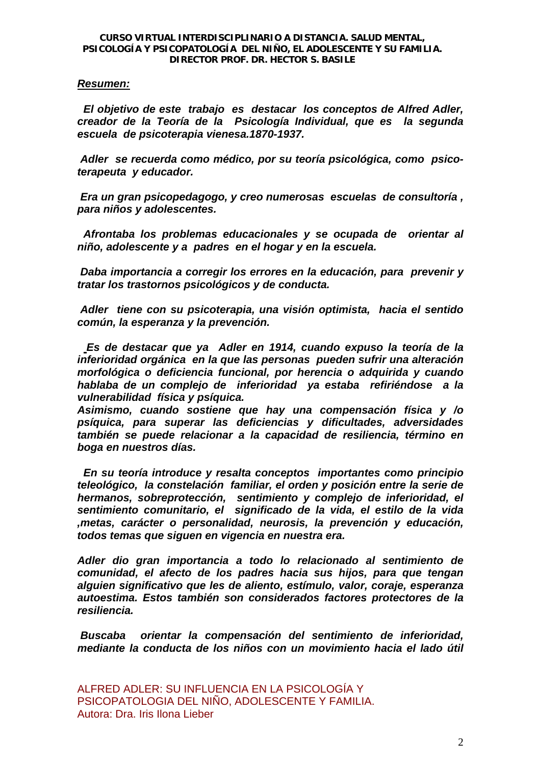***Resumen:***

***El objetivo de este trabajo es destacar los conceptos de Alfred Adler, creador de la Teoría de la Psicología Individual, que es la segunda escuela de psicoterapia vienesa.1870-1937.***

***Adler se recuerda como médico, por su teoría psicológica, como psico-terapeuta y educador.***

***Era un gran psicopedagogo, y creo numerosas escuelas de consultoría , para niños y adolescentes.***

***Afrontaba los problemas educacionales y se ocupada de orientar al niño, adolescente y a padres en el hogar y en la escuela.***

***Daba importancia a corregir los errores en la educación, para prevenir y tratar los trastornos psicológicos y de conducta.***

***Adler tiene con su psicoterapia, una visión optimista, hacia el sentido común, la esperanza y la prevención.***

***Es de destacar que ya Adler en 1914, cuando expuso la teoría de la inferioridad orgánica en la que las personas pueden sufrir una alteración morfológica o deficiencia funcional, por herencia o adquirida y cuando hablaba de un complejo de inferioridad ya estaba refiriéndose a la vulnerabilidad física y psíquica.***
***Asimismo, cuando sostiene que hay una compensación física y /o psíquica, para superar las deficiencias y dificultades, adversidades también se puede relacionar a la capacidad de resiliencia, término en boga en nuestros días.***

***En su teoría introduce y resalta conceptos importantes como principio teleológico, la constelación familiar, el orden y posición entre la serie de hermanos, sobreprotección, sentimiento y complejo de inferioridad, el sentimiento comunitario, el significado de la vida, el estilo de la vida ,metas, carácter o personalidad, neurosis, la prevención y educación, todos temas que siguen en vigencia en nuestra era.***

***Adler dio gran importancia a todo lo relacionado al sentimiento de comunidad, el afecto de los padres hacia sus hijos, para que tengan alguien significativo que les de aliento, estímulo, valor, coraje, esperanza autoestima. Estos también son considerados factores protectores de la resiliencia.***

***Buscaba orientar la compensación del sentimiento de inferioridad, mediante la conducta de los niños con un movimiento hacia el lado útil***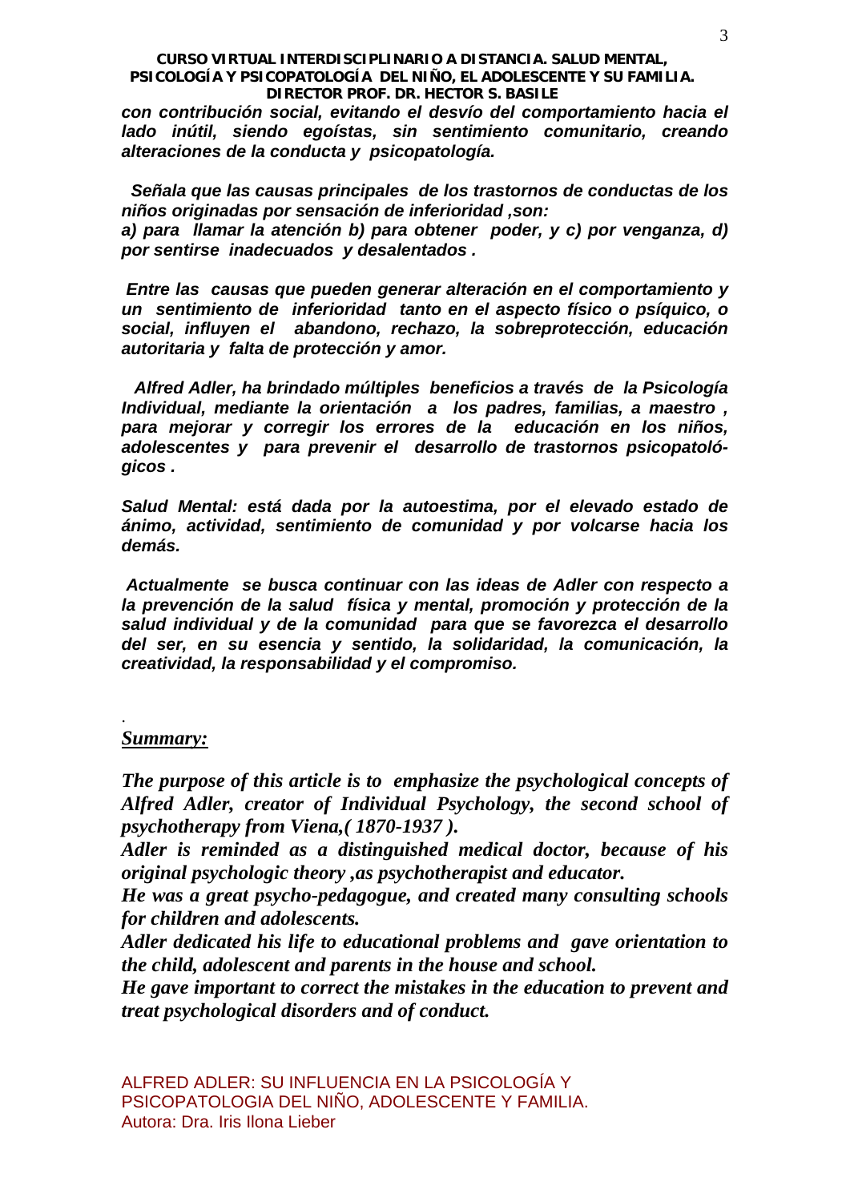***con contribución social, evitando el desvío del comportamiento hacia el lado inútil, siendo egoístas, sin sentimiento comunitario, creando alteraciones de la conducta y psicopatología.***

***Señala que las causas principales de los trastornos de conductas de los niños originadas por sensación de inferioridad ,son:***
***a) para llamar la atención b) para obtener poder, y c) por venganza, d) por sentirse inadecuados y desalentados .***

***Entre las causas que pueden generar alteración en el comportamiento y un sentimiento de inferioridad tanto en el aspecto físico o psíquico, o social, influyen el abandono, rechazo, la sobreprotección, educación autoritaria y falta de protección y amor.***

***Alfred Adler, ha brindado múltiples beneficios a través de la Psicología Individual, mediante la orientación a los padres, familias, a maestro , para mejorar y corregir los errores de la educación en los niños, adolescentes y para prevenir el desarrollo de trastornos psicopatológicos .***

***Salud Mental: está dada por la autoestima, por el elevado estado de ánimo, actividad, sentimiento de comunidad y por volcarse hacia los demás.***

***Actualmente se busca continuar con las ideas de Adler con respecto a la prevención de la salud física y mental, promoción y protección de la salud individual y de la comunidad para que se favorezca el desarrollo del ser, en su esencia y sentido, la solidaridad, la comunicación, la creatividad, la responsabilidad y el compromiso.***

***Summary:***

***The purpose of this article is to emphasize the psychological concepts of Alfred Adler, creator of Individual Psychology, the second school of psychotherapy from Viena,( 1870-1937 ).***
***Adler is reminded as a distinguished medical doctor, because of his original psychologic theory ,as psychotherapist and educator.***
***He was a great psycho-pedagogue, and created many consulting schools for children and adolescents.***
***Adler dedicated his life to educational problems and gave orientation to the child, adolescent and parents in the house and school.***
***He gave important to correct the mistakes in the education to prevent and treat psychological disorders and of conduct.***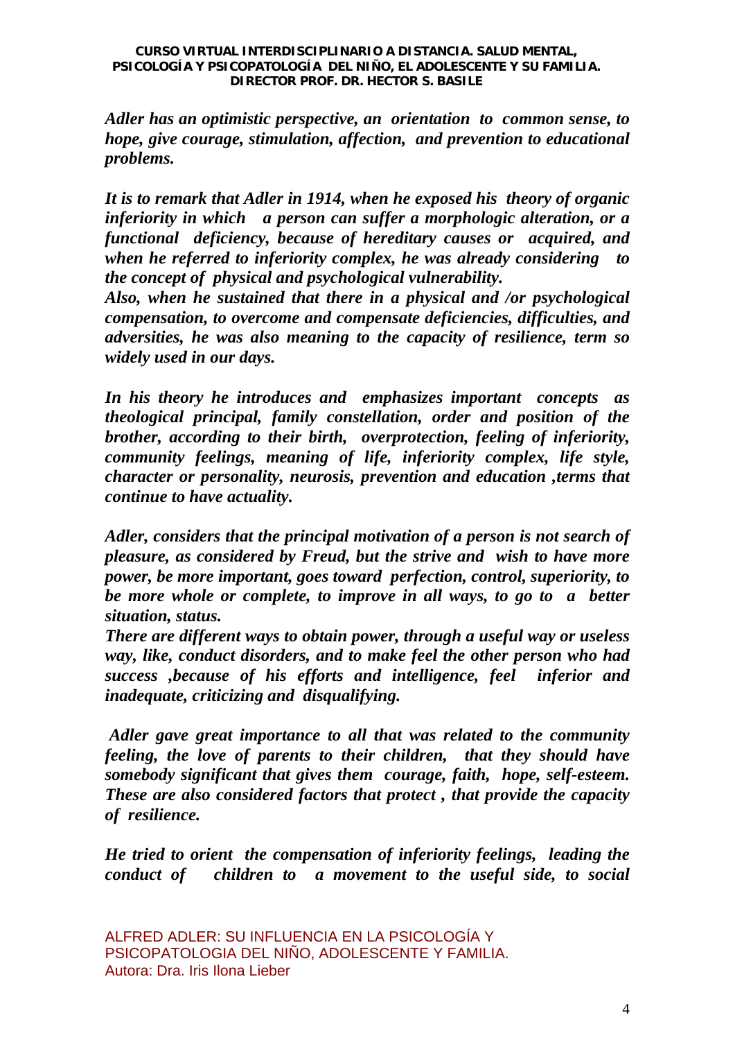*Adler has an optimistic perspective, an orientation to common sense, to hope, give courage, stimulation, affection, and prevention to educational problems.*

*It is to remark that Adler in 1914, when he exposed his theory of organic inferiority in which a person can suffer a morphologic alteration, or a functional deficiency, because of hereditary causes or acquired, and when he referred to inferiority complex, he was already considering to the concept of physical and psychological vulnerability.*

*Also, when he sustained that there in a physical and /or psychological compensation, to overcome and compensate deficiencies, difficulties, and adversities, he was also meaning to the capacity of resilience, term so widely used in our days.*

*In his theory he introduces and emphasizes important concepts as theological principal, family constellation, order and position of the brother, according to their birth, overprotection, feeling of inferiority, community feelings, meaning of life, inferiority complex, life style, character or personality, neurosis, prevention and education ,terms that continue to have actuality.*

*Adler, considers that the principal motivation of a person is not search of pleasure, as considered by Freud, but the strive and wish to have more power, be more important, goes toward perfection, control, superiority, to be more whole or complete, to improve in all ways, to go to a better situation, status.*

*There are different ways to obtain power, through a useful way or useless way, like, conduct disorders, and to make feel the other person who had success ,because of his efforts and intelligence, feel inferior and inadequate, criticizing and disqualifying.*

*Adler gave great importance to all that was related to the community feeling, the love of parents to their children, that they should have somebody significant that gives them courage, faith, hope, self-esteem. These are also considered factors that protect , that provide the capacity of resilience.*

*He tried to orient the compensation of inferiority feelings, leading the conduct of children to a movement to the useful side, to social*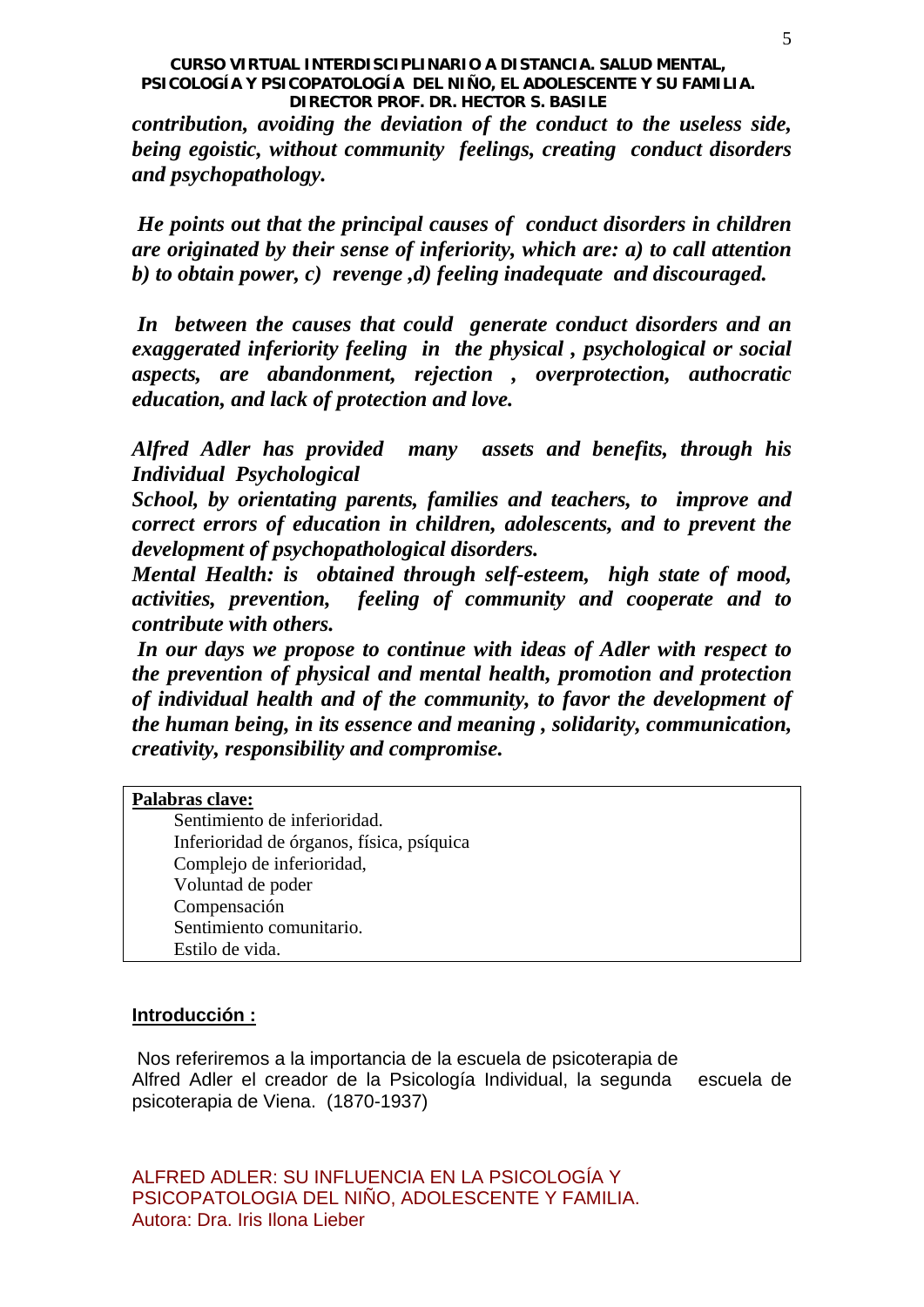***contribution, avoiding the deviation of the conduct to the useless side, being egoistic, without community feelings, creating conduct disorders and psychopathology.***

***He points out that the principal causes of conduct disorders in children are originated by their sense of inferiority, which are: a) to call attention b) to obtain power, c) revenge ,d) feeling inadequate and discouraged.***

***In between the causes that could generate conduct disorders and an exaggerated inferiority feeling in the physical , psychological or social aspects, are abandonment, rejection , overprotection, authocratic education, and lack of protection and love.***

***Alfred Adler has provided many assets and benefits, through his Individual Psychological***
***School, by orientating parents, families and teachers, to improve and correct errors of education in children, adolescents, and to prevent the development of psychopathological disorders.***
***Mental Health: is obtained through self-esteem, high state of mood, activities, prevention, feeling of community and cooperate and to contribute with others.***
***In our days we propose to continue with ideas of Adler with respect to the prevention of physical and mental health, promotion and protection of individual health and of the community, to favor the development of the human being, in its essence and meaning , solidarity, communication, creativity, responsibility and compromise.***

**Palabras clave:**

- Sentimiento de inferioridad.
- Inferioridad de órganos, física, psíquica
- Complejo de inferioridad,
- Voluntad de poder
- Compensación
- Sentimiento comunitario.
- Estilo de vida.

## Introducción :

Nos referiremos a la importancia de la escuela de psicoterapia de Alfred Adler el creador de la Psicología Individual, la segunda escuela de psicoterapia de Viena. (1870-1937)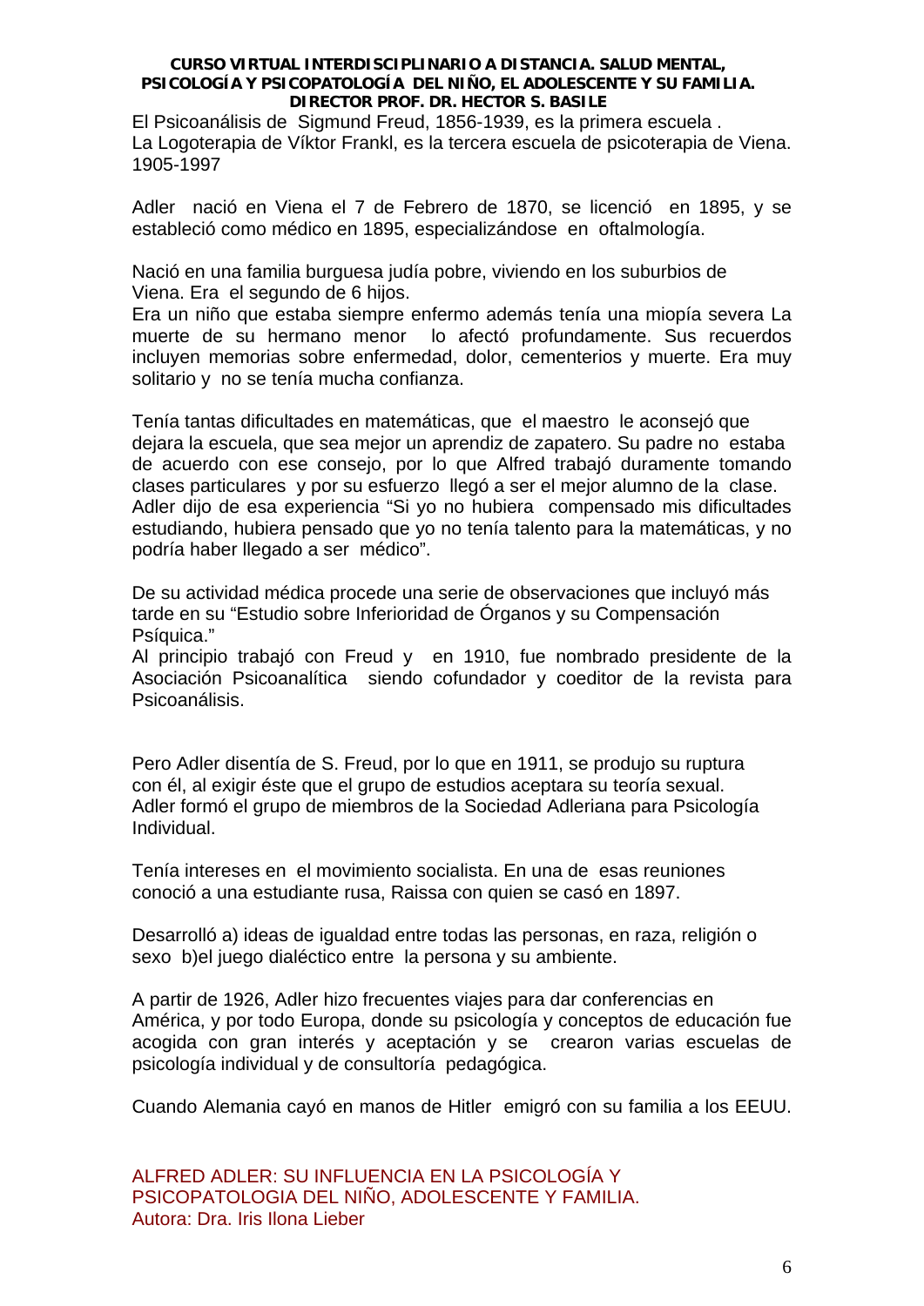El Psicoanálisis de  Sigmund Freud, 1856-1939, es la primera escuela .
La Logoterapia de Víktor Frankl, es la tercera escuela de psicoterapia de Viena. 1905-1997

Adler  nació en Viena el 7 de Febrero de 1870, se licenció  en 1895, y se estableció como médico en 1895, especializándose  en  oftalmología.

Nació en una familia burguesa judía pobre, viviendo en los suburbios de Viena. Era  el segundo de 6 hijos.
Era un niño que estaba siempre enfermo además tenía una miopía severa La muerte de su hermano menor  lo afectó profundamente. Sus recuerdos incluyen memorias sobre enfermedad, dolor, cementerios y muerte. Era muy solitario y  no se tenía mucha confianza.

Tenía tantas dificultades en matemáticas, que  el maestro  le aconsejó que dejara la escuela, que sea mejor un aprendiz de zapatero. Su padre no  estaba de acuerdo con ese consejo, por lo que Alfred trabajó duramente tomando clases particulares  y por su esfuerzo  llegó a ser el mejor alumno de la  clase.
Adler dijo de esa experiencia "Si yo no hubiera  compensado mis dificultades estudiando, hubiera pensado que yo no tenía talento para la matemáticas, y no podría haber llegado a ser  médico".

De su actividad médica procede una serie de observaciones que incluyó más tarde en su "Estudio sobre Inferioridad de Órganos y su Compensación Psíquica."
Al principio trabajó con Freud y  en 1910, fue nombrado presidente de la Asociación Psicoanalítica  siendo cofundador y coeditor de la revista para Psicoanálisis.

Pero Adler disentía de S. Freud, por lo que en 1911, se produjo su ruptura con él, al exigir éste que el grupo de estudios aceptara su teoría sexual. Adler formó el grupo de miembros de la Sociedad Adleriana para Psicología Individual.

Tenía intereses en  el movimiento socialista. En una de  esas reuniones conoció a una estudiante rusa, Raissa con quien se casó en 1897.

Desarrolló a) ideas de igualdad entre todas las personas, en raza, religión o sexo  b)el juego dialéctico entre  la persona y su ambiente.

A partir de 1926, Adler hizo frecuentes viajes para dar conferencias en América, y por todo Europa, donde su psicología y conceptos de educación fue acogida con gran interés y aceptación y se  crearon varias escuelas de psicología individual y de consultoría  pedagógica.

Cuando Alemania cayó en manos de Hitler  emigró con su familia a los EEUU.

ALFRED ADLER: SU INFLUENCIA EN LA PSICOLOGÍA Y PSICOPATOLOGIA DEL NIÑO, ADOLESCENTE Y FAMILIA.
Autora: Dra. Iris Ilona Lieber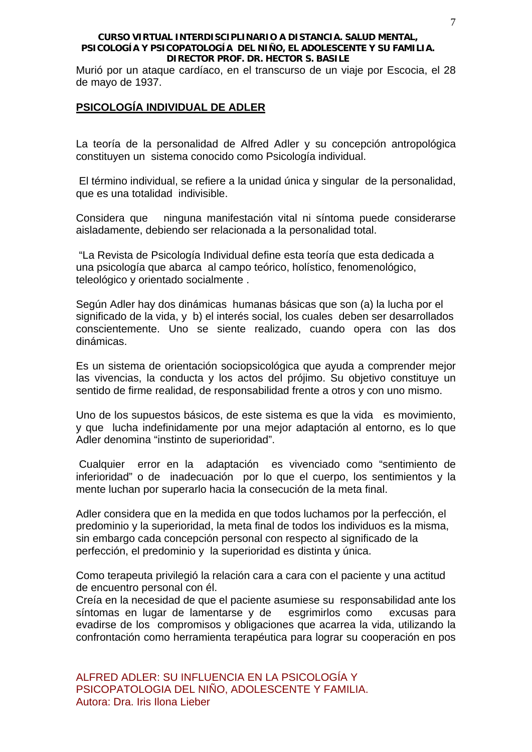Murió por un ataque cardíaco, en el transcurso de un viaje por Escocia, el 28 de mayo de 1937.

## PSICOLOGÍA INDIVIDUAL DE ADLER

La teoría de la personalidad de Alfred Adler y su concepción antropológica constituyen un sistema conocido como Psicología individual.

El término individual, se refiere a la unidad única y singular de la personalidad, que es una totalidad indivisible.

Considera que ninguna manifestación vital ni síntoma puede considerarse aisladamente, debiendo ser relacionada a la personalidad total.

"La Revista de Psicología Individual define esta teoría que esta dedicada a una psicología que abarca al campo teórico, holístico, fenomenológico, teleológico y orientado socialmente .

Según Adler hay dos dinámicas humanas básicas que son (a) la lucha por el significado de la vida, y b) el interés social, los cuales deben ser desarrollados conscientemente. Uno se siente realizado, cuando opera con las dos dinámicas.

Es un sistema de orientación sociopsicológica que ayuda a comprender mejor las vivencias, la conducta y los actos del prójimo. Su objetivo constituye un sentido de firme realidad, de responsabilidad frente a otros y con uno mismo.

Uno de los supuestos básicos, de este sistema es que la vida es movimiento, y que lucha indefinidamente por una mejor adaptación al entorno, es lo que Adler denomina "instinto de superioridad".

Cualquier error en la adaptación es vivenciado como "sentimiento de inferioridad" o de inadecuación por lo que el cuerpo, los sentimientos y la mente luchan por superarlo hacia la consecución de la meta final.

Adler considera que en la medida en que todos luchamos por la perfección, el predominio y la superioridad, la meta final de todos los individuos es la misma, sin embargo cada concepción personal con respecto al significado de la perfección, el predominio y la superioridad es distinta y única.

Como terapeuta privilegió la relación cara a cara con el paciente y una actitud de encuentro personal con él.
Creía en la necesidad de que el paciente asumiese su responsabilidad ante los síntomas en lugar de lamentarse y de esgrimirlos como excusas para evadirse de los compromisos y obligaciones que acarrea la vida, utilizando la confrontación como herramienta terapéutica para lograr su cooperación en pos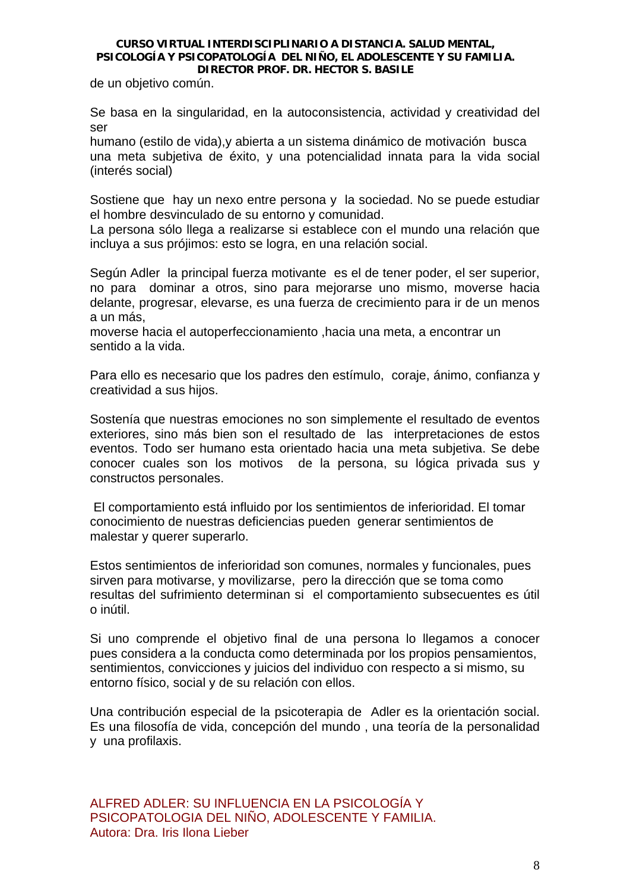de un objetivo común.

Se basa en la singularidad, en la autoconsistencia, actividad y creatividad del ser
humano (estilo de vida),y abierta a un sistema dinámico de motivación busca una meta subjetiva de éxito, y una potencialidad innata para la vida social (interés social)

Sostiene que hay un nexo entre persona y la sociedad. No se puede estudiar el hombre desvinculado de su entorno y comunidad.
La persona sólo llega a realizarse si establece con el mundo una relación que incluya a sus prójimos: esto se logra, en una relación social.

Según Adler la principal fuerza motivante es el de tener poder, el ser superior, no para dominar a otros, sino para mejorarse uno mismo, moverse hacia delante, progresar, elevarse, es una fuerza de crecimiento para ir de un menos a un más,
moverse hacia el autoperfeccionamiento ,hacia una meta, a encontrar un sentido a la vida.

Para ello es necesario que los padres den estímulo, coraje, ánimo, confianza y creatividad a sus hijos.

Sostenía que nuestras emociones no son simplemente el resultado de eventos exteriores, sino más bien son el resultado de las interpretaciones de estos eventos. Todo ser humano esta orientado hacia una meta subjetiva. Se debe conocer cuales son los motivos de la persona, su lógica privada sus y constructos personales.

El comportamiento está influido por los sentimientos de inferioridad. El tomar conocimiento de nuestras deficiencias pueden generar sentimientos de malestar y querer superarlo.

Estos sentimientos de inferioridad son comunes, normales y funcionales, pues sirven para motivarse, y movilizarse, pero la dirección que se toma como resultas del sufrimiento determinan si el comportamiento subsecuentes es útil o inútil.

Si uno comprende el objetivo final de una persona lo llegamos a conocer pues considera a la conducta como determinada por los propios pensamientos, sentimientos, convicciones y juicios del individuo con respecto a si mismo, su entorno físico, social y de su relación con ellos.

Una contribución especial de la psicoterapia de Adler es la orientación social. Es una filosofía de vida, concepción del mundo , una teoría de la personalidad y una profilaxis.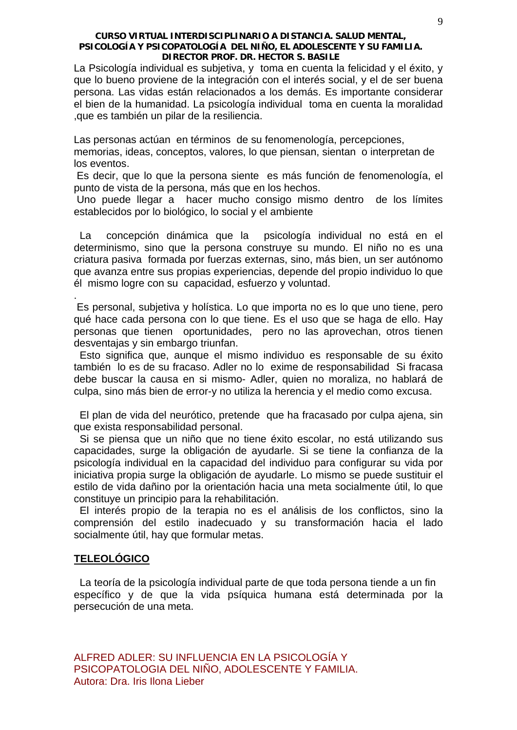La Psicología individual es subjetiva, y toma en cuenta la felicidad y el éxito, y que lo bueno proviene de la integración con el interés social, y el de ser buena persona. Las vidas están relacionados a los demás. Es importante considerar el bien de la humanidad. La psicología individual toma en cuenta la moralidad ,que es también un pilar de la resiliencia.

Las personas actúan en términos de su fenomenología, percepciones, memorias, ideas, conceptos, valores, lo que piensan, sientan o interpretan de los eventos.

Es decir, que lo que la persona siente es más función de fenomenología, el punto de vista de la persona, más que en los hechos.

Uno puede llegar a hacer mucho consigo mismo dentro de los límites establecidos por lo biológico, lo social y el ambiente

La concepción dinámica que la psicología individual no está en el determinismo, sino que la persona construye su mundo. El niño no es una criatura pasiva formada por fuerzas externas, sino, más bien, un ser autónomo que avanza entre sus propias experiencias, depende del propio individuo lo que él mismo logre con su capacidad, esfuerzo y voluntad.

.

Es personal, subjetiva y holística. Lo que importa no es lo que uno tiene, pero qué hace cada persona con lo que tiene. Es el uso que se haga de ello. Hay personas que tienen oportunidades, pero no las aprovechan, otros tienen desventajas y sin embargo triunfan.

Esto significa que, aunque el mismo individuo es responsable de su éxito también lo es de su fracaso. Adler no lo exime de responsabilidad Si fracasa debe buscar la causa en si mismo- Adler, quien no moraliza, no hablará de culpa, sino más bien de error-y no utiliza la herencia y el medio como excusa.

El plan de vida del neurótico, pretende que ha fracasado por culpa ajena, sin que exista responsabilidad personal.

Si se piensa que un niño que no tiene éxito escolar, no está utilizando sus capacidades, surge la obligación de ayudarle. Si se tiene la confianza de la psicología individual en la capacidad del individuo para configurar su vida por iniciativa propia surge la obligación de ayudarle. Lo mismo se puede sustituir el estilo de vida dañino por la orientación hacia una meta socialmente útil, lo que constituye un principio para la rehabilitación.

El interés propio de la terapia no es el análisis de los conflictos, sino la comprensión del estilo inadecuado y su transformación hacia el lado socialmente útil, hay que formular metas.

## TELEOLÓGICO

La teoría de la psicología individual parte de que toda persona tiende a un fin específico y de que la vida psíquica humana está determinada por la persecución de una meta.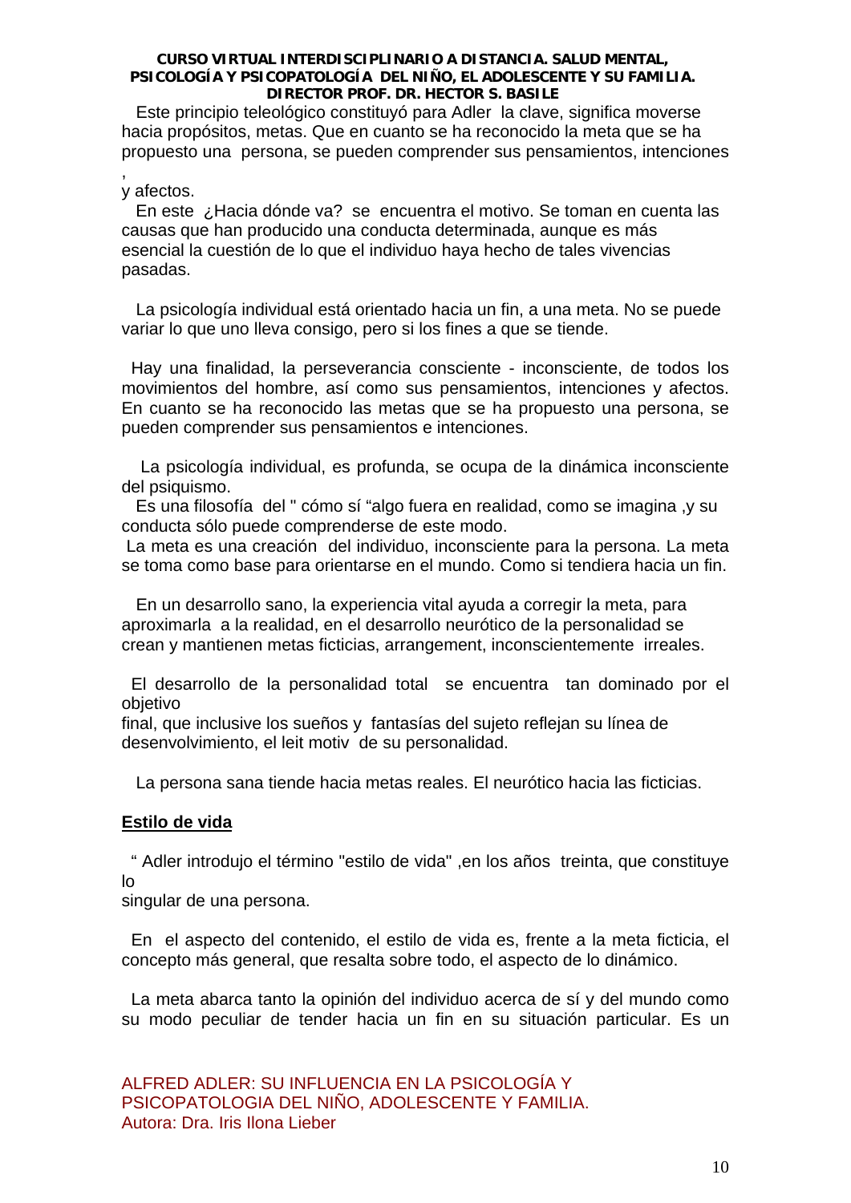Este principio teleológico constituyó para Adler la clave, significa moverse hacia propósitos, metas. Que en cuanto se ha reconocido la meta que se ha propuesto una persona, se pueden comprender sus pensamientos, intenciones , y afectos.

En este ¿Hacia dónde va? se encuentra el motivo. Se toman en cuenta las causas que han producido una conducta determinada, aunque es más esencial la cuestión de lo que el individuo haya hecho de tales vivencias pasadas.

La psicología individual está orientado hacia un fin, a una meta. No se puede variar lo que uno lleva consigo, pero si los fines a que se tiende.

Hay una finalidad, la perseverancia consciente - inconsciente, de todos los movimientos del hombre, así como sus pensamientos, intenciones y afectos. En cuanto se ha reconocido las metas que se ha propuesto una persona, se pueden comprender sus pensamientos e intenciones.

La psicología individual, es profunda, se ocupa de la dinámica inconsciente del psiquismo.

Es una filosofía del " cómo sí "algo fuera en realidad, como se imagina ,y su conducta sólo puede comprenderse de este modo.

La meta es una creación del individuo, inconsciente para la persona. La meta se toma como base para orientarse en el mundo. Como si tendiera hacia un fin.

En un desarrollo sano, la experiencia vital ayuda a corregir la meta, para aproximarla a la realidad, en el desarrollo neurótico de la personalidad se crean y mantienen metas ficticias, arrangement, inconscientemente irreales.

El desarrollo de la personalidad total se encuentra tan dominado por el objetivo final, que inclusive los sueños y fantasías del sujeto reflejan su línea de desenvolvimiento, el leit motiv de su personalidad.

La persona sana tiende hacia metas reales. El neurótico hacia las ficticias.

## Estilo de vida

" Adler introdujo el término "estilo de vida" ,en los años treinta, que constituye lo singular de una persona.

En el aspecto del contenido, el estilo de vida es, frente a la meta ficticia, el concepto más general, que resalta sobre todo, el aspecto de lo dinámico.

La meta abarca tanto la opinión del individuo acerca de sí y del mundo como su modo peculiar de tender hacia un fin en su situación particular. Es un

ALFRED ADLER: SU INFLUENCIA EN LA PSICOLOGÍA Y PSICOPATOLOGIA DEL NIÑO, ADOLESCENTE Y FAMILIA.
Autora: Dra. Iris Ilona Lieber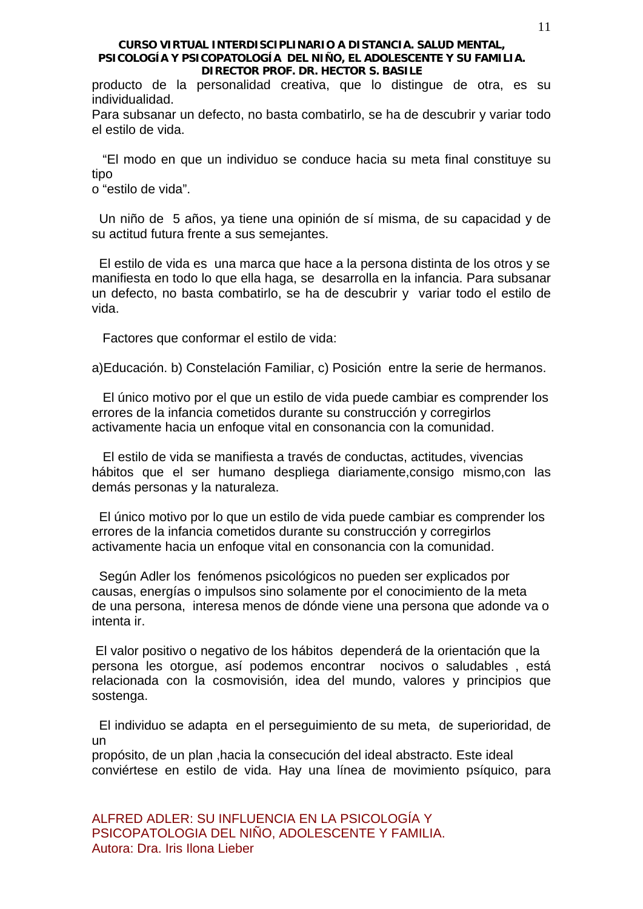producto de la personalidad creativa, que lo distingue de otra, es su individualidad.

Para subsanar un defecto, no basta combatirlo, se ha de descubrir y variar todo el estilo de vida.

"El modo en que un individuo se conduce hacia su meta final constituye su tipo
o "estilo de vida".

Un niño de 5 años, ya tiene una opinión de sí misma, de su capacidad y de su actitud futura frente a sus semejantes.

El estilo de vida es una marca que hace a la persona distinta de los otros y se manifiesta en todo lo que ella haga, se desarrolla en la infancia. Para subsanar un defecto, no basta combatirlo, se ha de descubrir y variar todo el estilo de vida.

Factores que conformar el estilo de vida:

a)Educación. b) Constelación Familiar, c) Posición entre la serie de hermanos.

El único motivo por el que un estilo de vida puede cambiar es comprender los errores de la infancia cometidos durante su construcción y corregirlos activamente hacia un enfoque vital en consonancia con la comunidad.

El estilo de vida se manifiesta a través de conductas, actitudes, vivencias hábitos que el ser humano despliega diariamente,consigo mismo,con las demás personas y la naturaleza.

El único motivo por lo que un estilo de vida puede cambiar es comprender los errores de la infancia cometidos durante su construcción y corregirlos activamente hacia un enfoque vital en consonancia con la comunidad.

Según Adler los fenómenos psicológicos no pueden ser explicados por causas, energías o impulsos sino solamente por el conocimiento de la meta de una persona, interesa menos de dónde viene una persona que adonde va o intenta ir.

El valor positivo o negativo de los hábitos dependerá de la orientación que la persona les otorgue, así podemos encontrar nocivos o saludables , está relacionada con la cosmovisión, idea del mundo, valores y principios que sostenga.

El individuo se adapta en el perseguimiento de su meta, de superioridad, de un
propósito, de un plan ,hacia la consecución del ideal abstracto. Este ideal conviértese en estilo de vida. Hay una línea de movimiento psíquico, para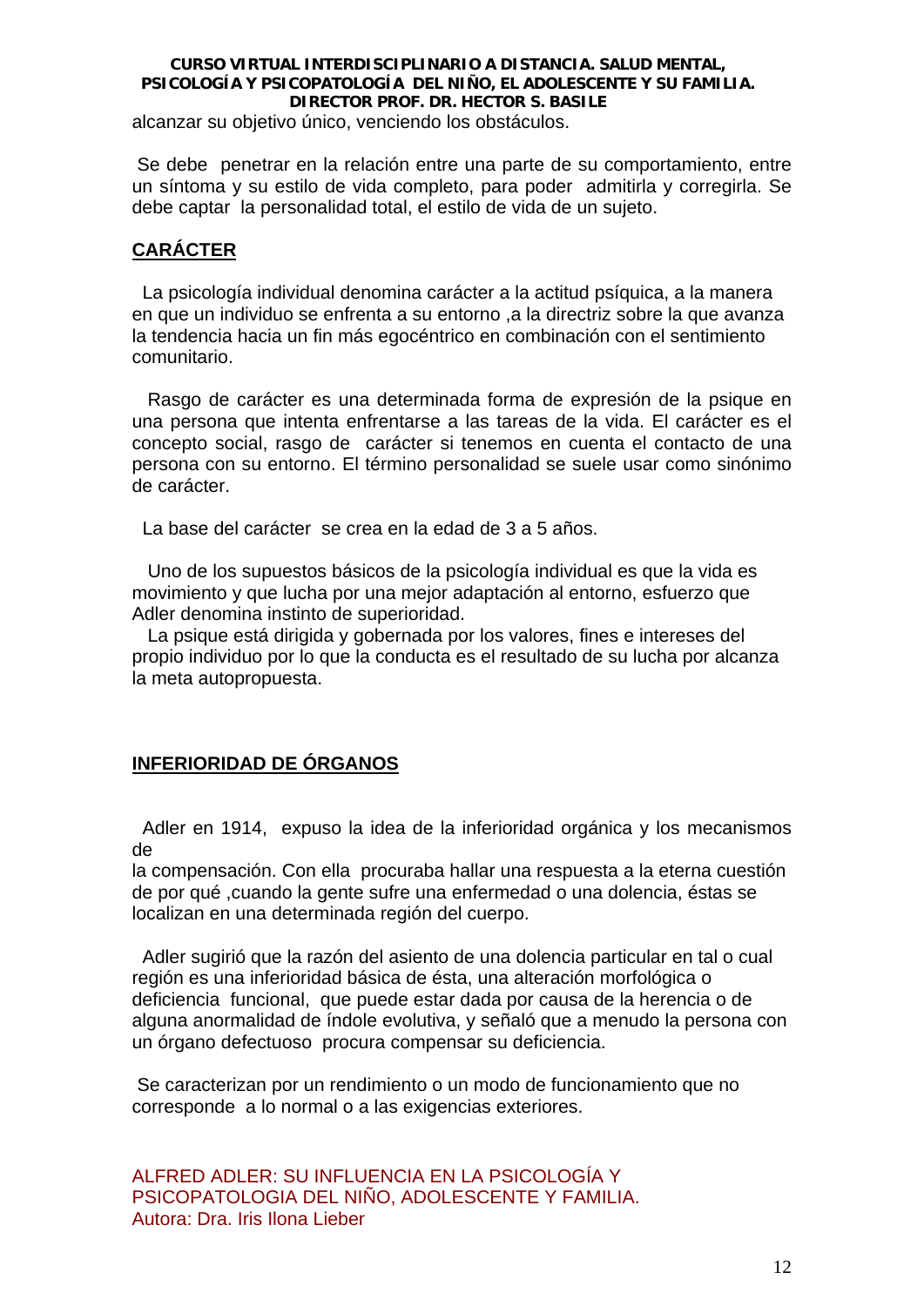alcanzar su objetivo único, venciendo los obstáculos.

Se debe penetrar en la relación entre una parte de su comportamiento, entre un síntoma y su estilo de vida completo, para poder admitirla y corregirla. Se debe captar la personalidad total, el estilo de vida de un sujeto.

## CARÁCTER

La psicología individual denomina carácter a la actitud psíquica, a la manera en que un individuo se enfrenta a su entorno ,a la directriz sobre la que avanza la tendencia hacia un fin más egocéntrico en combinación con el sentimiento comunitario.

Rasgo de carácter es una determinada forma de expresión de la psique en una persona que intenta enfrentarse a las tareas de la vida. El carácter es el concepto social, rasgo de carácter si tenemos en cuenta el contacto de una persona con su entorno. El término personalidad se suele usar como sinónimo de carácter.

La base del carácter se crea en la edad de 3 a 5 años.

Uno de los supuestos básicos de la psicología individual es que la vida es movimiento y que lucha por una mejor adaptación al entorno, esfuerzo que Adler denomina instinto de superioridad.

La psique está dirigida y gobernada por los valores, fines e intereses del propio individuo por lo que la conducta es el resultado de su lucha por alcanza la meta autopropuesta.

## INFERIORIDAD DE ÓRGANOS

Adler en 1914, expuso la idea de la inferioridad orgánica y los mecanismos de la compensación. Con ella procuraba hallar una respuesta a la eterna cuestión de por qué ,cuando la gente sufre una enfermedad o una dolencia, éstas se localizan en una determinada región del cuerpo.

Adler sugirió que la razón del asiento de una dolencia particular en tal o cual región es una inferioridad básica de ésta, una alteración morfológica o deficiencia funcional, que puede estar dada por causa de la herencia o de alguna anormalidad de índole evolutiva, y señaló que a menudo la persona con un órgano defectuoso procura compensar su deficiencia.

Se caracterizan por un rendimiento o un modo de funcionamiento que no corresponde a lo normal o a las exigencias exteriores.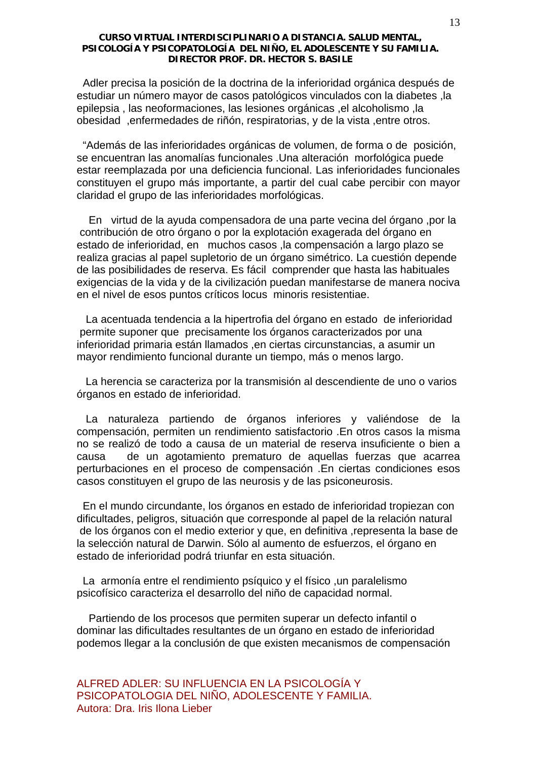Adler precisa la posición de la doctrina de la inferioridad orgánica después de estudiar un número mayor de casos patológicos vinculados con la diabetes ,la epilepsia , las neoformaciones, las lesiones orgánicas ,el alcoholismo ,la obesidad ,enfermedades de riñón, respiratorias, y de la vista ,entre otros.

"Además de las inferioridades orgánicas de volumen, de forma o de posición, se encuentran las anomalías funcionales .Una alteración morfológica puede estar reemplazada por una deficiencia funcional. Las inferioridades funcionales constituyen el grupo más importante, a partir del cual cabe percibir con mayor claridad el grupo de las inferioridades morfológicas.

En virtud de la ayuda compensadora de una parte vecina del órgano ,por la contribución de otro órgano o por la explotación exagerada del órgano en estado de inferioridad, en muchos casos ,la compensación a largo plazo se realiza gracias al papel supletorio de un órgano simétrico. La cuestión depende de las posibilidades de reserva. Es fácil comprender que hasta las habituales exigencias de la vida y de la civilización puedan manifestarse de manera nociva en el nivel de esos puntos críticos locus minoris resistentiae.

La acentuada tendencia a la hipertrofia del órgano en estado de inferioridad permite suponer que precisamente los órganos caracterizados por una inferioridad primaria están llamados ,en ciertas circunstancias, a asumir un mayor rendimiento funcional durante un tiempo, más o menos largo.

La herencia se caracteriza por la transmisión al descendiente de uno o varios órganos en estado de inferioridad.

La naturaleza partiendo de órganos inferiores y valiéndose de la compensación, permiten un rendimiento satisfactorio .En otros casos la misma no se realizó de todo a causa de un material de reserva insuficiente o bien a causa de un agotamiento prematuro de aquellas fuerzas que acarrea perturbaciones en el proceso de compensación .En ciertas condiciones esos casos constituyen el grupo de las neurosis y de las psiconeurosis.

En el mundo circundante, los órganos en estado de inferioridad tropiezan con dificultades, peligros, situación que corresponde al papel de la relación natural de los órganos con el medio exterior y que, en definitiva ,representa la base de la selección natural de Darwin. Sólo al aumento de esfuerzos, el órgano en estado de inferioridad podrá triunfar en esta situación.

La armonía entre el rendimiento psíquico y el físico ,un paralelismo psicofísico caracteriza el desarrollo del niño de capacidad normal.

Partiendo de los procesos que permiten superar un defecto infantil o dominar las dificultades resultantes de un órgano en estado de inferioridad podemos llegar a la conclusión de que existen mecanismos de compensación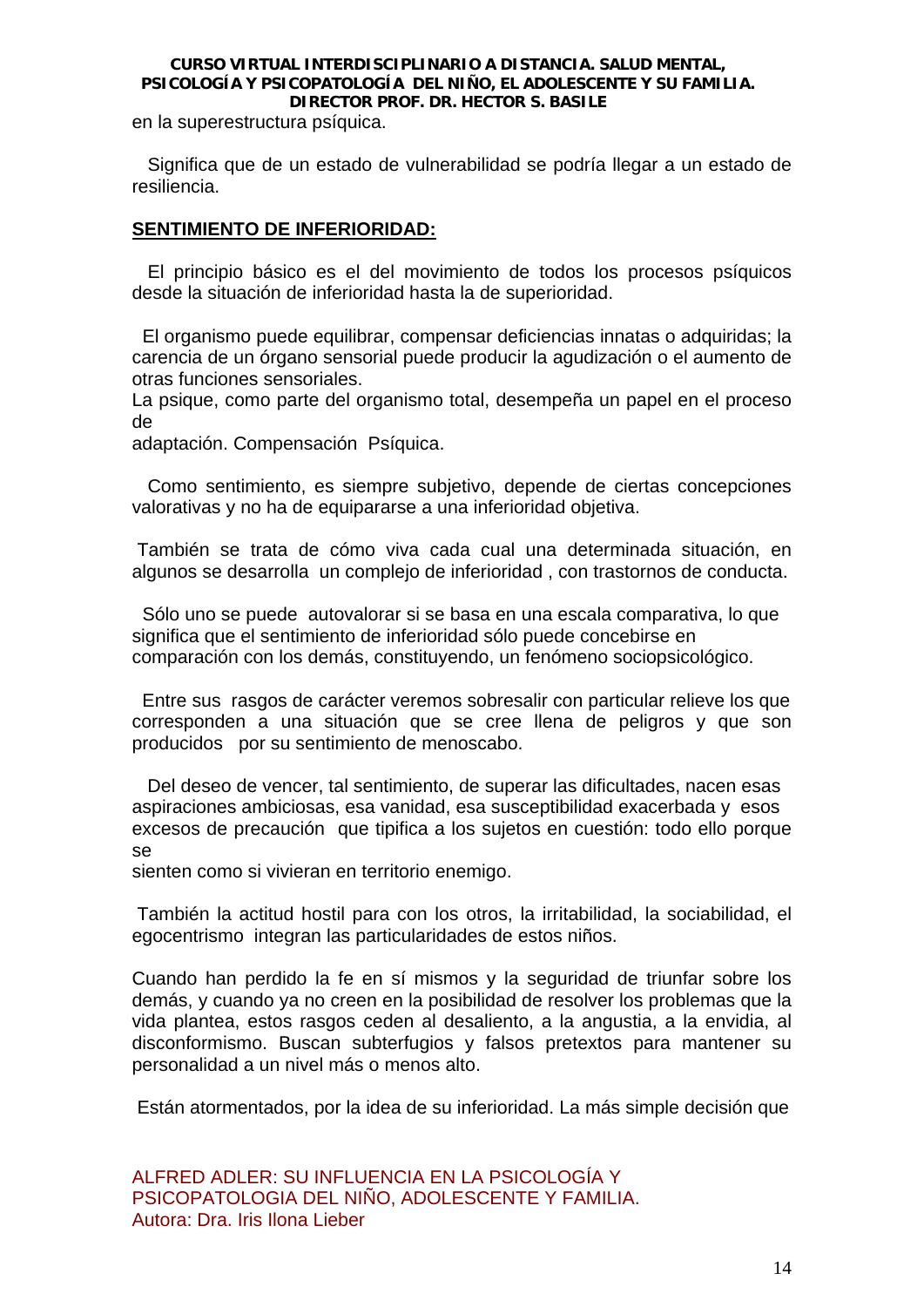en la superestructura psíquica.

Significa que de un estado de vulnerabilidad se podría llegar a un estado de resiliencia.

**SENTIMIENTO DE INFERIORIDAD:**

El principio básico es el del movimiento de todos los procesos psíquicos desde la situación de inferioridad hasta la de superioridad.

El organismo puede equilibrar, compensar deficiencias innatas o adquiridas; la carencia de un órgano sensorial puede producir la agudización o el aumento de otras funciones sensoriales.
La psique, como parte del organismo total, desempeña un papel en el proceso de adaptación. Compensación Psíquica.

Como sentimiento, es siempre subjetivo, depende de ciertas concepciones valorativas y no ha de equipararse a una inferioridad objetiva.

También se trata de cómo viva cada cual una determinada situación, en algunos se desarrolla un complejo de inferioridad , con trastornos de conducta.

Sólo uno se puede autovalorar si se basa en una escala comparativa, lo que significa que el sentimiento de inferioridad sólo puede concebirse en comparación con los demás, constituyendo, un fenómeno sociopsicológico.

Entre sus rasgos de carácter veremos sobresalir con particular relieve los que corresponden a una situación que se cree llena de peligros y que son producidos por su sentimiento de menoscabo.

Del deseo de vencer, tal sentimiento, de superar las dificultades, nacen esas aspiraciones ambiciosas, esa vanidad, esa susceptibilidad exacerbada y esos excesos de precaución que tipifica a los sujetos en cuestión: todo ello porque se sienten como si vivieran en territorio enemigo.

También la actitud hostil para con los otros, la irritabilidad, la sociabilidad, el egocentrismo integran las particularidades de estos niños.

Cuando han perdido la fe en sí mismos y la seguridad de triunfar sobre los demás, y cuando ya no creen en la posibilidad de resolver los problemas que la vida plantea, estos rasgos ceden al desaliento, a la angustia, a la envidia, al disconformismo. Buscan subterfugios y falsos pretextos para mantener su personalidad a un nivel más o menos alto.

Están atormentados, por la idea de su inferioridad. La más simple decisión que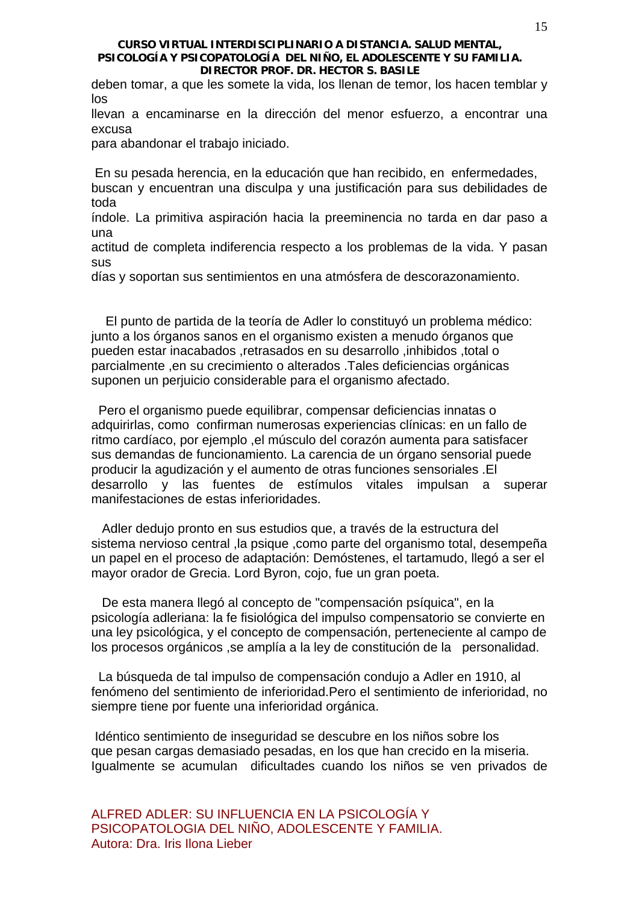deben tomar, a que les somete la vida, los llenan de temor, los hacen temblar y los llevan a encaminarse en la dirección del menor esfuerzo, a encontrar una excusa para abandonar el trabajo iniciado.

En su pesada herencia, en la educación que han recibido, en enfermedades, buscan y encuentran una disculpa y una justificación para sus debilidades de toda índole. La primitiva aspiración hacia la preeminencia no tarda en dar paso a una actitud de completa indiferencia respecto a los problemas de la vida. Y pasan sus días y soportan sus sentimientos en una atmósfera de descorazonamiento.

El punto de partida de la teoría de Adler lo constituyó un problema médico: junto a los órganos sanos en el organismo existen a menudo órganos que pueden estar inacabados ,retrasados en su desarrollo ,inhibidos ,total o parcialmente ,en su crecimiento o alterados .Tales deficiencias orgánicas suponen un perjuicio considerable para el organismo afectado.

Pero el organismo puede equilibrar, compensar deficiencias innatas o adquirirlas, como confirman numerosas experiencias clínicas: en un fallo de ritmo cardíaco, por ejemplo ,el músculo del corazón aumenta para satisfacer sus demandas de funcionamiento. La carencia de un órgano sensorial puede producir la agudización y el aumento de otras funciones sensoriales .El desarrollo y las fuentes de estímulos vitales impulsan a superar manifestaciones de estas inferioridades.

Adler dedujo pronto en sus estudios que, a través de la estructura del sistema nervioso central ,la psique ,como parte del organismo total, desempeña un papel en el proceso de adaptación: Demóstenes, el tartamudo, llegó a ser el mayor orador de Grecia. Lord Byron, cojo, fue un gran poeta.

De esta manera llegó al concepto de "compensación psíquica", en la psicología adleriana: la fe fisiológica del impulso compensatorio se convierte en una ley psicológica, y el concepto de compensación, perteneciente al campo de los procesos orgánicos ,se amplía a la ley de constitución de la personalidad.

La búsqueda de tal impulso de compensación condujo a Adler en 1910, al fenómeno del sentimiento de inferioridad.Pero el sentimiento de inferioridad, no siempre tiene por fuente una inferioridad orgánica.

Idéntico sentimiento de inseguridad se descubre en los niños sobre los que pesan cargas demasiado pesadas, en los que han crecido en la miseria. Igualmente se acumulan dificultades cuando los niños se ven privados de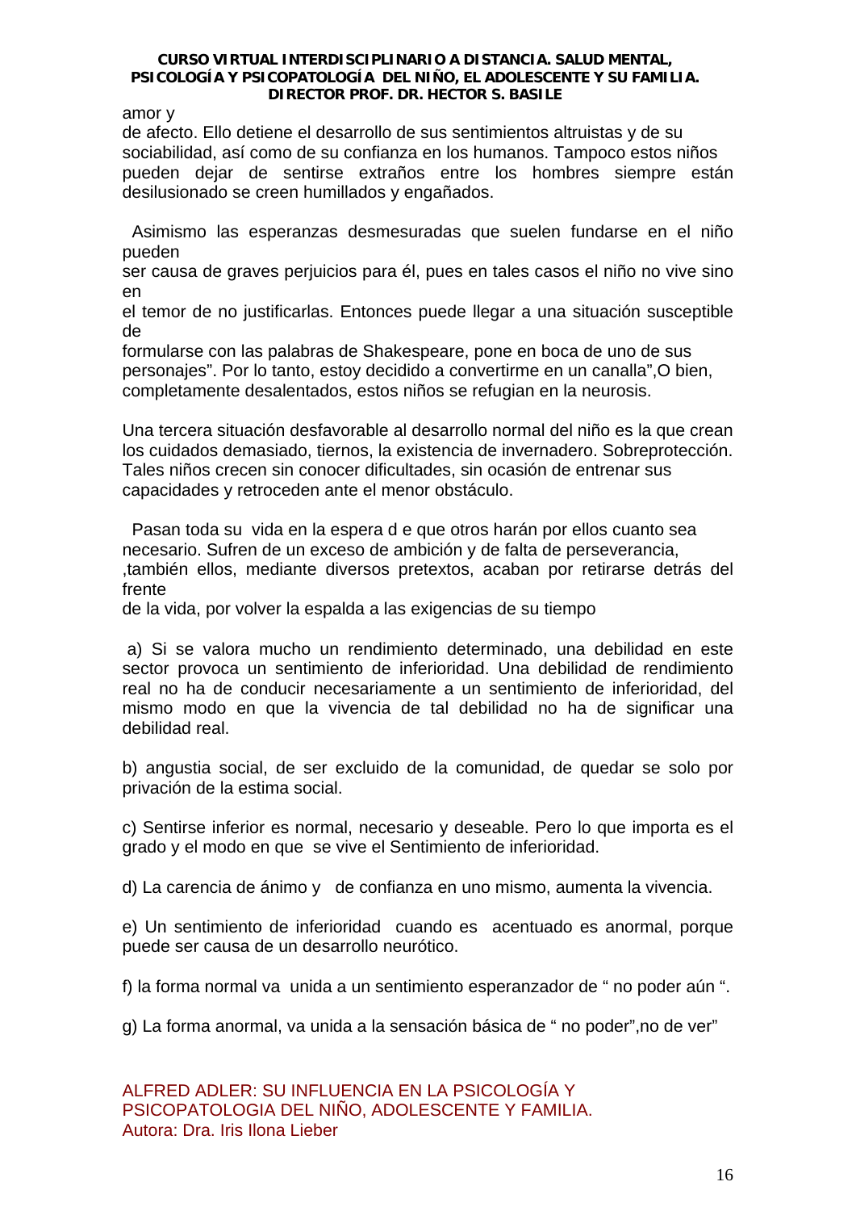amor y
de afecto. Ello detiene el desarrollo de sus sentimientos altruistas y de su sociabilidad, así como de su confianza en los humanos. Tampoco estos niños pueden dejar de sentirse extraños entre los hombres siempre están desilusionado se creen humillados y engañados.

Asimismo las esperanzas desmesuradas que suelen fundarse en el niño pueden
ser causa de graves perjuicios para él, pues en tales casos el niño no vive sino en
el temor de no justificarlas. Entonces puede llegar a una situación susceptible de
formularse con las palabras de Shakespeare, pone en boca de uno de sus personajes". Por lo tanto, estoy decidido a convertirme en un canalla",O bien, completamente desalentados, estos niños se refugian en la neurosis.

Una tercera situación desfavorable al desarrollo normal del niño es la que crean los cuidados demasiado, tiernos, la existencia de invernadero. Sobreprotección. Tales niños crecen sin conocer dificultades, sin ocasión de entrenar sus capacidades y retroceden ante el menor obstáculo.

Pasan toda su vida en la espera d e que otros harán por ellos cuanto sea necesario. Sufren de un exceso de ambición y de falta de perseverancia, ,también ellos, mediante diversos pretextos, acaban por retirarse detrás del frente
de la vida, por volver la espalda a las exigencias de su tiempo

a) Si se valora mucho un rendimiento determinado, una debilidad en este sector provoca un sentimiento de inferioridad. Una debilidad de rendimiento real no ha de conducir necesariamente a un sentimiento de inferioridad, del mismo modo en que la vivencia de tal debilidad no ha de significar una debilidad real.

b) angustia social, de ser excluido de la comunidad, de quedar se solo por privación de la estima social.

c) Sentirse inferior es normal, necesario y deseable. Pero lo que importa es el grado y el modo en que se vive el Sentimiento de inferioridad.

d) La carencia de ánimo y de confianza en uno mismo, aumenta la vivencia.

e) Un sentimiento de inferioridad cuando es acentuado es anormal, porque puede ser causa de un desarrollo neurótico.

f) la forma normal va unida a un sentimiento esperanzador de " no poder aún ".

g) La forma anormal, va unida a la sensación básica de " no poder",no de ver"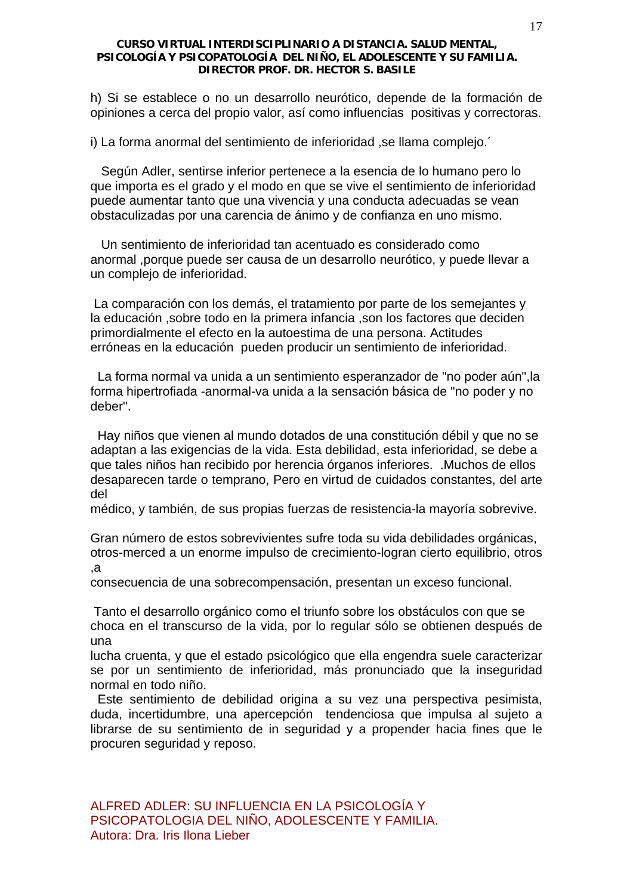h) Si se establece o no un desarrollo neurótico, depende de la formación de opiniones a cerca del propio valor, así como influencias positivas y correctoras.

i) La forma anormal del sentimiento de inferioridad ,se llama complejo.´

Según Adler, sentirse inferior pertenece a la esencia de lo humano pero lo que importa es el grado y el modo en que se vive el sentimiento de inferioridad puede aumentar tanto que una vivencia y una conducta adecuadas se vean obstaculizadas por una carencia de ánimo y de confianza en uno mismo.

Un sentimiento de inferioridad tan acentuado es considerado como anormal ,porque puede ser causa de un desarrollo neurótico, y puede llevar a un complejo de inferioridad.

La comparación con los demás, el tratamiento por parte de los semejantes y la educación ,sobre todo en la primera infancia ,son los factores que deciden primordialmente el efecto en la autoestima de una persona. Actitudes erróneas en la educación pueden producir un sentimiento de inferioridad.

La forma normal va unida a un sentimiento esperanzador de "no poder aún",la forma hipertrofiada -anormal-va unida a la sensación básica de "no poder y no deber".

Hay niños que vienen al mundo dotados de una constitución débil y que no se adaptan a las exigencias de la vida. Esta debilidad, esta inferioridad, se debe a que tales niños han recibido por herencia órganos inferiores. .Muchos de ellos desaparecen tarde o temprano, Pero en virtud de cuidados constantes, del arte del
médico, y también, de sus propias fuerzas de resistencia-la mayoría sobrevive.

Gran número de estos sobrevivientes sufre toda su vida debilidades orgánicas, otros-merced a un enorme impulso de crecimiento-logran cierto equilibrio, otros ,a
consecuencia de una sobrecompensación, presentan un exceso funcional.

Tanto el desarrollo orgánico como el triunfo sobre los obstáculos con que se choca en el transcurso de la vida, por lo regular sólo se obtienen después de una
lucha cruenta, y que el estado psicológico que ella engendra suele caracterizar se por un sentimiento de inferioridad, más pronunciado que la inseguridad normal en todo niño.
Este sentimiento de debilidad origina a su vez una perspectiva pesimista, duda, incertidumbre, una apercepción tendenciosa que impulsa al sujeto a librarse de su sentimiento de in seguridad y a propender hacia fines que le procuren seguridad y reposo.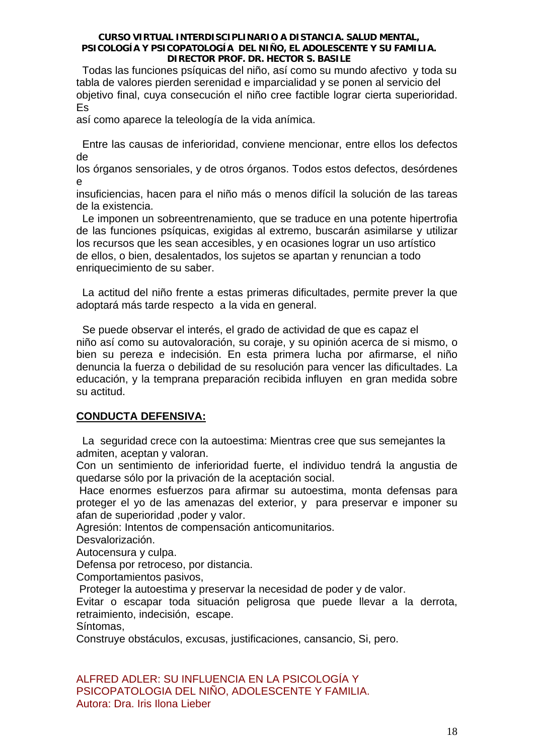Todas las funciones psíquicas del niño, así como su mundo afectivo y toda su tabla de valores pierden serenidad e imparcialidad y se ponen al servicio del objetivo final, cuya consecución el niño cree factible lograr cierta superioridad. Es así como aparece la teleología de la vida anímica.

Entre las causas de inferioridad, conviene mencionar, entre ellos los defectos de los órganos sensoriales, y de otros órganos. Todos estos defectos, desórdenes e insuficiencias, hacen para el niño más o menos difícil la solución de las tareas de la existencia.

Le imponen un sobreentrenamiento, que se traduce en una potente hipertrofia de las funciones psíquicas, exigidas al extremo, buscarán asimilarse y utilizar los recursos que les sean accesibles, y en ocasiones lograr un uso artístico de ellos, o bien, desalentados, los sujetos se apartan y renuncian a todo enriquecimiento de su saber.

La actitud del niño frente a estas primeras dificultades, permite prever la que adoptará más tarde respecto a la vida en general.

Se puede observar el interés, el grado de actividad de que es capaz el niño así como su autovaloración, su coraje, y su opinión acerca de si mismo, o bien su pereza e indecisión. En esta primera lucha por afirmarse, el niño denuncia la fuerza o debilidad de su resolución para vencer las dificultades. La educación, y la temprana preparación recibida influyen en gran medida sobre su actitud.

**CONDUCTA DEFENSIVA:**

La seguridad crece con la autoestima: Mientras cree que sus semejantes la admiten, aceptan y valoran.

Con un sentimiento de inferioridad fuerte, el individuo tendrá la angustia de quedarse sólo por la privación de la aceptación social.

Hace enormes esfuerzos para afirmar su autoestima, monta defensas para proteger el yo de las amenazas del exterior, y para preservar e imponer su afan de superioridad ,poder y valor.

Agresión: Intentos de compensación anticomunitarios.

Desvalorización.

Autocensura y culpa.

Defensa por retroceso, por distancia.

Comportamientos pasivos,

Proteger la autoestima y preservar la necesidad de poder y de valor.

Evitar o escapar toda situación peligrosa que puede llevar a la derrota, retraimiento, indecisión, escape.

Síntomas,

Construye obstáculos, excusas, justificaciones, cansancio, Si, pero.

ALFRED ADLER: SU INFLUENCIA EN LA PSICOLOGÍA Y PSICOPATOLOGIA DEL NIÑO, ADOLESCENTE Y FAMILIA.
Autora: Dra. Iris Ilona Lieber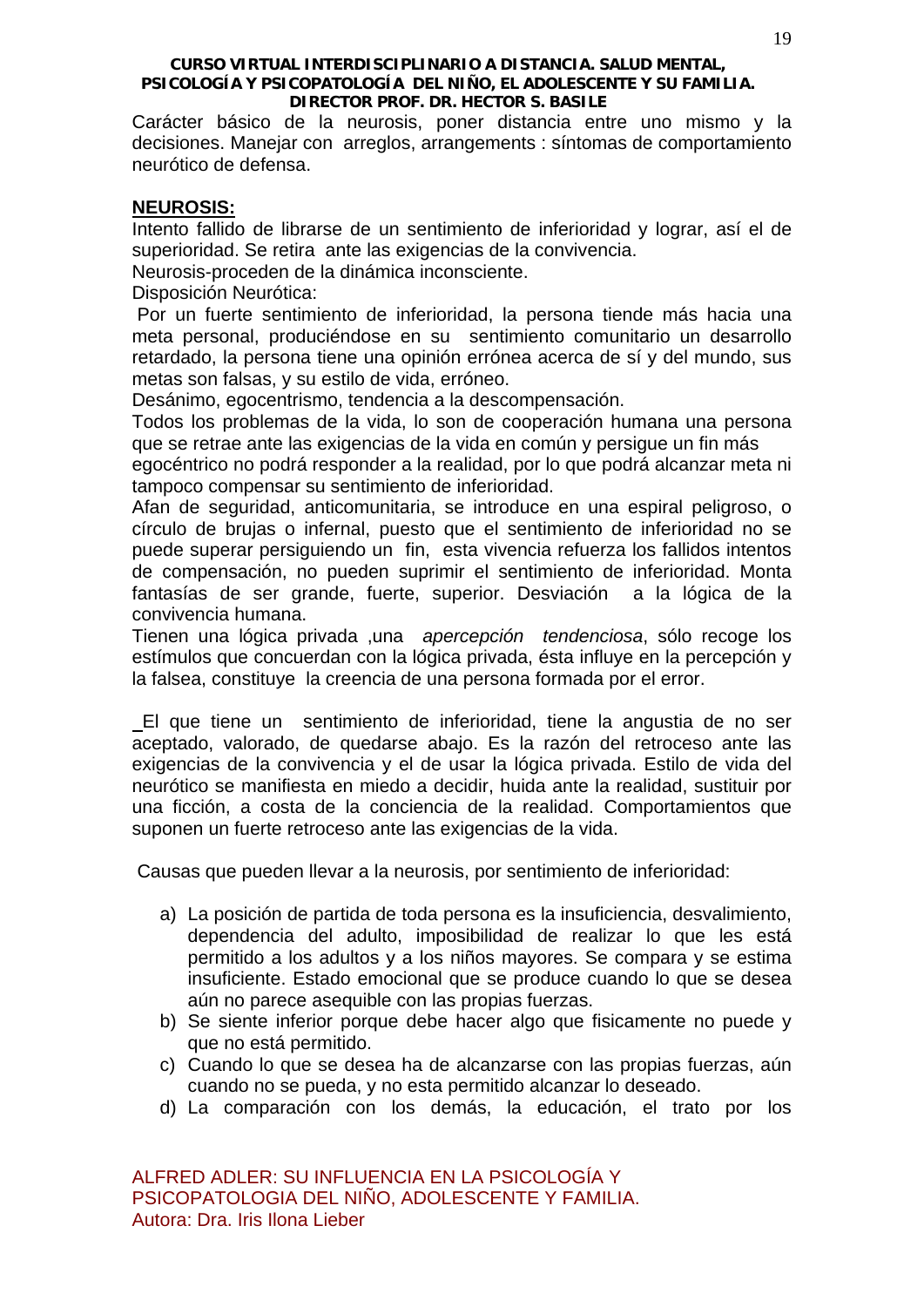Carácter básico de la neurosis, poner distancia entre uno mismo y la decisiones. Manejar con arreglos, arrangements : síntomas de comportamiento neurótico de defensa.

**NEUROSIS:**

Intento fallido de librarse de un sentimiento de inferioridad y lograr, así el de superioridad. Se retira ante las exigencias de la convivencia.

Neurosis-proceden de la dinámica inconsciente.

Disposición Neurótica:

Por un fuerte sentimiento de inferioridad, la persona tiende más hacia una meta personal, produciéndose en su sentimiento comunitario un desarrollo retardado, la persona tiene una opinión errónea acerca de sí y del mundo, sus metas son falsas, y su estilo de vida, erróneo.

Desánimo, egocentrismo, tendencia a la descompensación.

Todos los problemas de la vida, lo son de cooperación humana una persona que se retrae ante las exigencias de la vida en común y persigue un fin más egocéntrico no podrá responder a la realidad, por lo que podrá alcanzar meta ni tampoco compensar su sentimiento de inferioridad.

Afan de seguridad, anticomunitaria, se introduce en una espiral peligroso, o círculo de brujas o infernal, puesto que el sentimiento de inferioridad no se puede superar persiguiendo un fin, esta vivencia refuerza los fallidos intentos de compensación, no pueden suprimir el sentimiento de inferioridad. Monta fantasías de ser grande, fuerte, superior. Desviación a la lógica de la convivencia humana.

Tienen una lógica privada ,una *apercepción tendenciosa*, sólo recoge los estímulos que concuerdan con la lógica privada, ésta influye en la percepción y la falsea, constituye la creencia de una persona formada por el error.

El que tiene un sentimiento de inferioridad, tiene la angustia de no ser aceptado, valorado, de quedarse abajo. Es la razón del retroceso ante las exigencias de la convivencia y el de usar la lógica privada. Estilo de vida del neurótico se manifiesta en miedo a decidir, huida ante la realidad, sustituir por una ficción, a costa de la conciencia de la realidad. Comportamientos que suponen un fuerte retroceso ante las exigencias de la vida.

Causas que pueden llevar a la neurosis, por sentimiento de inferioridad:

a) La posición de partida de toda persona es la insuficiencia, desvalimiento, dependencia del adulto, imposibilidad de realizar lo que les está permitido a los adultos y a los niños mayores. Se compara y se estima insuficiente. Estado emocional que se produce cuando lo que se desea aún no parece asequible con las propias fuerzas.
b) Se siente inferior porque debe hacer algo que fisicamente no puede y que no está permitido.
c) Cuando lo que se desea ha de alcanzarse con las propias fuerzas, aún cuando no se pueda, y no esta permitido alcanzar lo deseado.
d) La comparación con los demás, la educación, el trato por los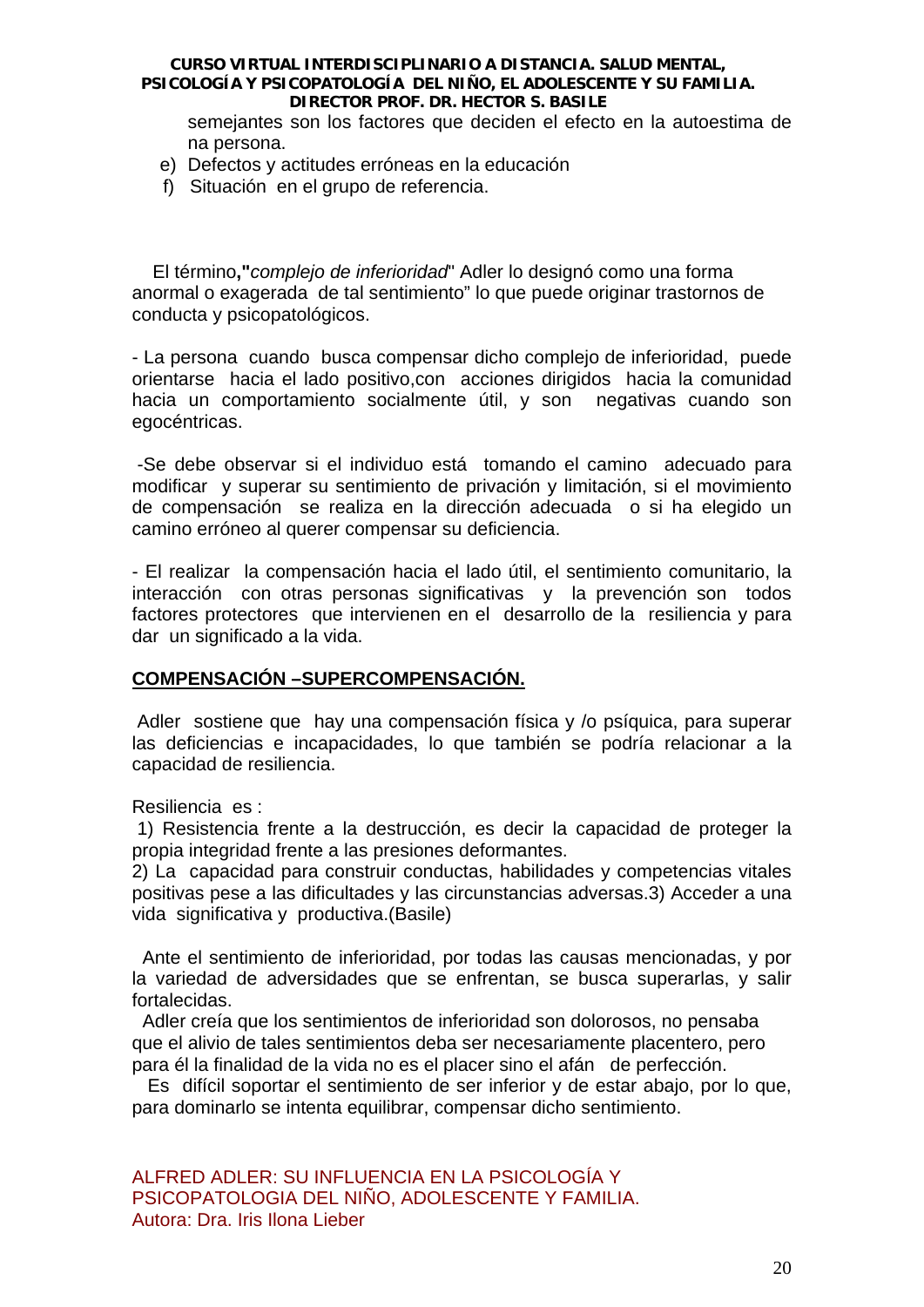semejantes son los factores que deciden el efecto en la autoestima de na persona.

e) Defectos y actitudes erróneas en la educación
f) Situación en el grupo de referencia.

El término**,"***complejo de inferioridad*" Adler lo designó como una forma anormal o exagerada de tal sentimiento" lo que puede originar trastornos de conducta y psicopatológicos.

- La persona cuando busca compensar dicho complejo de inferioridad, puede orientarse hacia el lado positivo,con acciones dirigidos hacia la comunidad hacia un comportamiento socialmente útil, y son negativas cuando son egocéntricas.

-Se debe observar si el individuo está tomando el camino adecuado para modificar y superar su sentimiento de privación y limitación, si el movimiento de compensación se realiza en la dirección adecuada o si ha elegido un camino erróneo al querer compensar su deficiencia.

- El realizar la compensación hacia el lado útil, el sentimiento comunitario, la interacción con otras personas significativas y la prevención son todos factores protectores que intervienen en el desarrollo de la resiliencia y para dar un significado a la vida.

**COMPENSACIÓN –SUPERCOMPENSACIÓN.**

Adler sostiene que hay una compensación física y /o psíquica, para superar las deficiencias e incapacidades, lo que también se podría relacionar a la capacidad de resiliencia.

Resiliencia es :
1) Resistencia frente a la destrucción, es decir la capacidad de proteger la propia integridad frente a las presiones deformantes.
2) La capacidad para construir conductas, habilidades y competencias vitales positivas pese a las dificultades y las circunstancias adversas.3) Acceder a una vida significativa y productiva.(Basile)

Ante el sentimiento de inferioridad, por todas las causas mencionadas, y por la variedad de adversidades que se enfrentan, se busca superarlas, y salir fortalecidas.
Adler creía que los sentimientos de inferioridad son dolorosos, no pensaba que el alivio de tales sentimientos deba ser necesariamente placentero, pero para él la finalidad de la vida no es el placer sino el afán de perfección.
Es difícil soportar el sentimiento de ser inferior y de estar abajo, por lo que, para dominarlo se intenta equilibrar, compensar dicho sentimiento.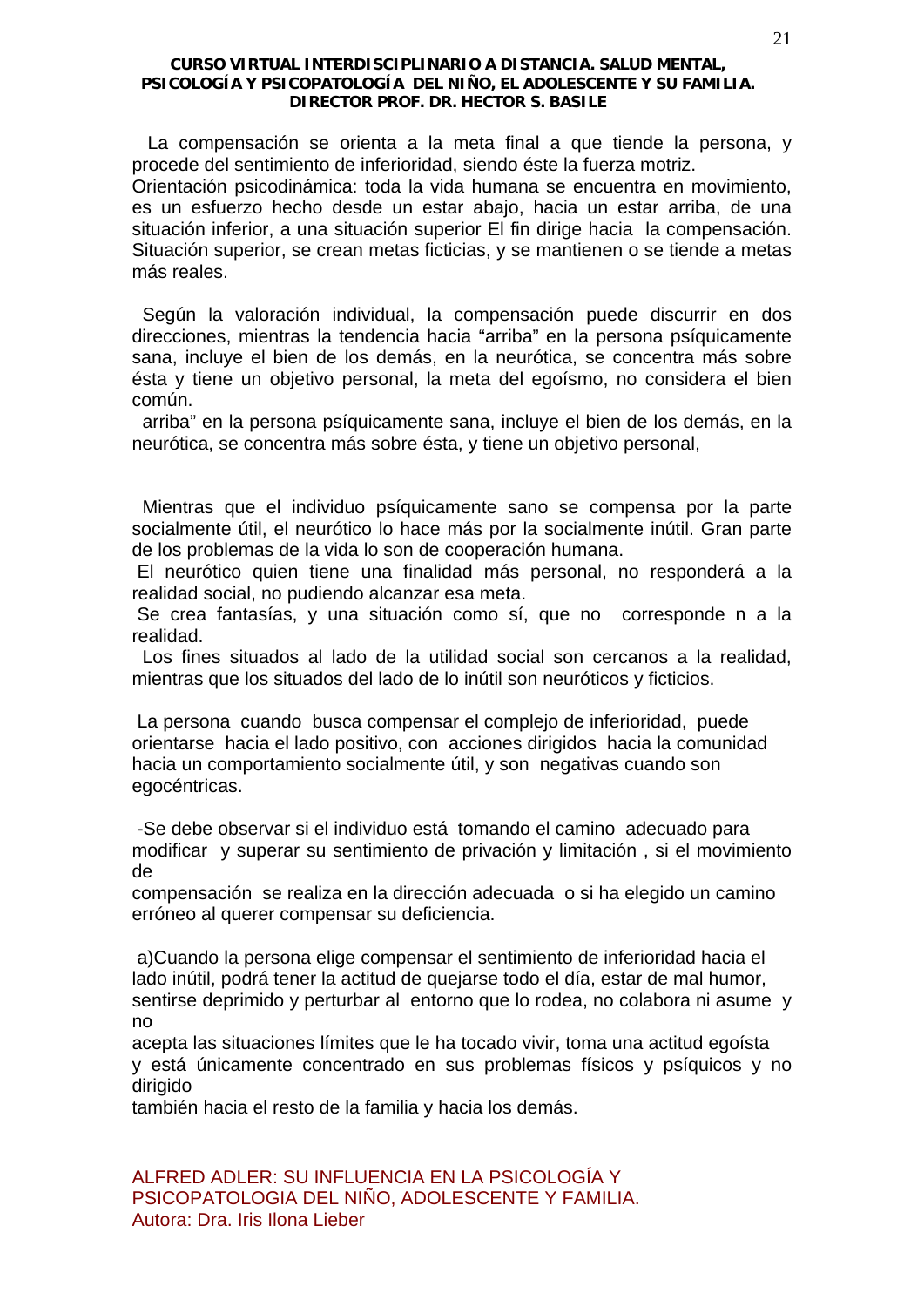La compensación se orienta a la meta final a que tiende la persona, y procede del sentimiento de inferioridad, siendo éste la fuerza motriz.
Orientación psicodinámica: toda la vida humana se encuentra en movimiento, es un esfuerzo hecho desde un estar abajo, hacia un estar arriba, de una situación inferior, a una situación superior El fin dirige hacia la compensación. Situación superior, se crean metas ficticias, y se mantienen o se tiende a metas más reales.

Según la valoración individual, la compensación puede discurrir en dos direcciones, mientras la tendencia hacia "arriba" en la persona psíquicamente sana, incluye el bien de los demás, en la neurótica, se concentra más sobre ésta y tiene un objetivo personal, la meta del egoísmo, no considera el bien común.
arriba" en la persona psíquicamente sana, incluye el bien de los demás, en la neurótica, se concentra más sobre ésta, y tiene un objetivo personal,

Mientras que el individuo psíquicamente sano se compensa por la parte socialmente útil, el neurótico lo hace más por la socialmente inútil. Gran parte de los problemas de la vida lo son de cooperación humana.
El neurótico quien tiene una finalidad más personal, no responderá a la realidad social, no pudiendo alcanzar esa meta.
Se crea fantasías, y una situación como sí, que no corresponde n a la realidad.
Los fines situados al lado de la utilidad social son cercanos a la realidad, mientras que los situados del lado de lo inútil son neuróticos y ficticios.

La persona cuando busca compensar el complejo de inferioridad, puede orientarse hacia el lado positivo, con acciones dirigidos hacia la comunidad hacia un comportamiento socialmente útil, y son negativas cuando son egocéntricas.

-Se debe observar si el individuo está tomando el camino adecuado para modificar y superar su sentimiento de privación y limitación , si el movimiento de
compensación se realiza en la dirección adecuada o si ha elegido un camino erróneo al querer compensar su deficiencia.

a)Cuando la persona elige compensar el sentimiento de inferioridad hacia el lado inútil, podrá tener la actitud de quejarse todo el día, estar de mal humor, sentirse deprimido y perturbar al entorno que lo rodea, no colabora ni asume y no
acepta las situaciones límites que le ha tocado vivir, toma una actitud egoísta y está únicamente concentrado en sus problemas físicos y psíquicos y no dirigido
también hacia el resto de la familia y hacia los demás.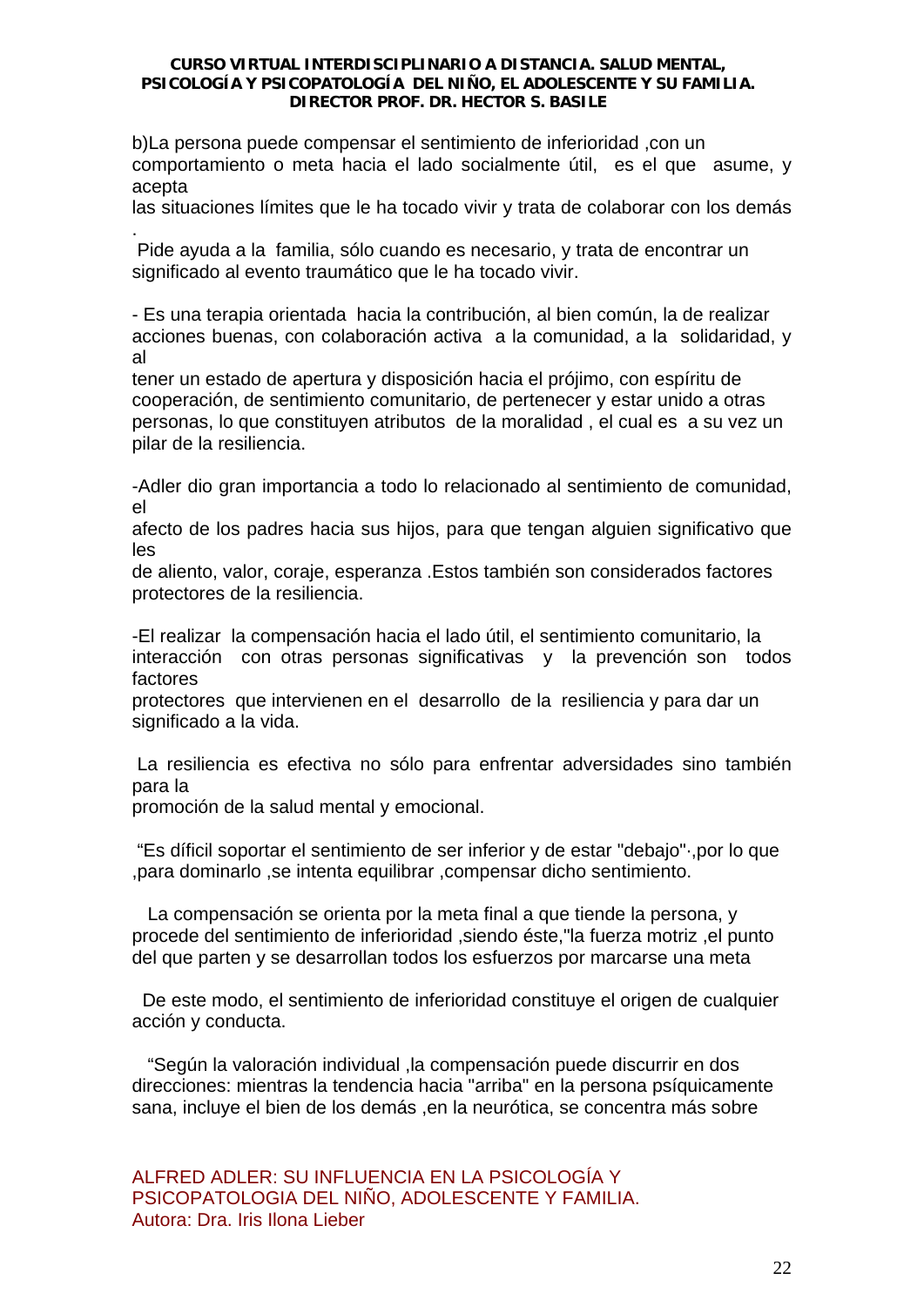b)La persona puede compensar el sentimiento de inferioridad ,con un comportamiento o meta hacia el lado socialmente útil, es el que asume, y acepta las situaciones límites que le ha tocado vivir y trata de colaborar con los demás . Pide ayuda a la familia, sólo cuando es necesario, y trata de encontrar un significado al evento traumático que le ha tocado vivir.

- Es una terapia orientada hacia la contribución, al bien común, la de realizar acciones buenas, con colaboración activa a la comunidad, a la solidaridad, y al tener un estado de apertura y disposición hacia el prójimo, con espíritu de cooperación, de sentimiento comunitario, de pertenecer y estar unido a otras personas, lo que constituyen atributos de la moralidad , el cual es a su vez un pilar de la resiliencia.

-Adler dio gran importancia a todo lo relacionado al sentimiento de comunidad, el afecto de los padres hacia sus hijos, para que tengan alguien significativo que les de aliento, valor, coraje, esperanza .Estos también son considerados factores protectores de la resiliencia.

-El realizar la compensación hacia el lado útil, el sentimiento comunitario, la interacción con otras personas significativas y la prevención son todos factores protectores que intervienen en el desarrollo de la resiliencia y para dar un significado a la vida.

La resiliencia es efectiva no sólo para enfrentar adversidades sino también para la promoción de la salud mental y emocional.

"Es díficil soportar el sentimiento de ser inferior y de estar "debajo"·,por lo que ,para dominarlo ,se intenta equilibrar ,compensar dicho sentimiento.

La compensación se orienta por la meta final a que tiende la persona, y procede del sentimiento de inferioridad ,siendo éste,"la fuerza motriz ,el punto del que parten y se desarrollan todos los esfuerzos por marcarse una meta

De este modo, el sentimiento de inferioridad constituye el origen de cualquier acción y conducta.

"Según la valoración individual ,la compensación puede discurrir en dos direcciones: mientras la tendencia hacia "arriba" en la persona psíquicamente sana, incluye el bien de los demás ,en la neurótica, se concentra más sobre

ALFRED ADLER: SU INFLUENCIA EN LA PSICOLOGÍA Y PSICOPATOLOGIA DEL NIÑO, ADOLESCENTE Y FAMILIA.
Autora: Dra. Iris Ilona Lieber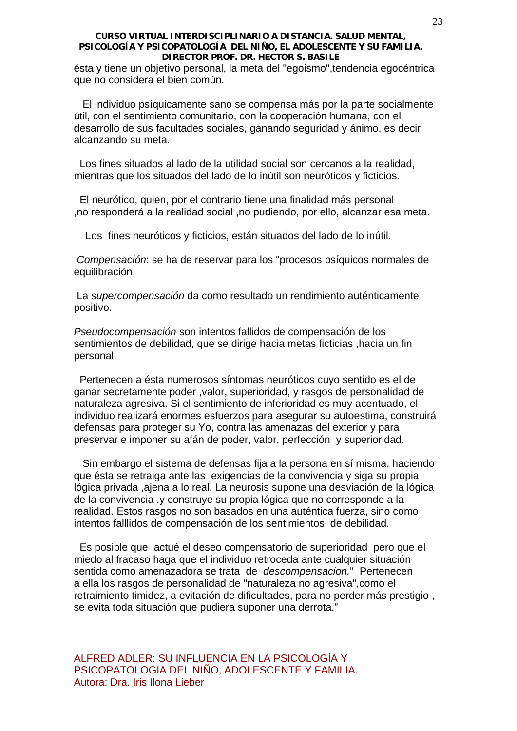ésta y tiene un objetivo personal, la meta del "egoismo",tendencia egocéntrica que no considera el bien común.

El individuo psíquicamente sano se compensa más por la parte socialmente útil, con el sentimiento comunitario, con la cooperación humana, con el desarrollo de sus facultades sociales, ganando seguridad y ánimo, es decir alcanzando su meta.

Los fines situados al lado de la utilidad social son cercanos a la realidad, mientras que los situados del lado de lo inútil son neuróticos y ficticios.

El neurótico, quien, por el contrario tiene una finalidad más personal ,no responderá a la realidad social ,no pudiendo, por ello, alcanzar esa meta.

Los fines neuróticos y ficticios, están situados del lado de lo inútil.

*Compensación*: se ha de reservar para los "procesos psíquicos normales de equilibración

La *supercompensación* da como resultado un rendimiento auténticamente positivo.

*Pseudocompensación* son intentos fallidos de compensación de los sentimientos de debilidad, que se dirige hacia metas ficticias ,hacia un fin personal.

Pertenecen a ésta numerosos síntomas neuróticos cuyo sentido es el de ganar secretamente poder ,valor, superioridad, y rasgos de personalidad de naturaleza agresiva. Si el sentimiento de inferioridad es muy acentuado, el individuo realizará enormes esfuerzos para asegurar su autoestima, construirá defensas para proteger su Yo, contra las amenazas del exterior y para preservar e imponer su afán de poder, valor, perfección y superioridad.

Sin embargo el sistema de defensas fija a la persona en sí misma, haciendo que ésta se retraiga ante las exigencias de la convivencia y siga su propia lógica privada ,ajena a lo real. La neurosis supone una desviación de la lógica de la convivencia ,y construye su propia lógica que no corresponde a la realidad. Estos rasgos no son basados en una auténtica fuerza, sino como intentos falllidos de compensación de los sentimientos de debilidad.

Es posible que actué el deseo compensatorio de superioridad pero que el miedo al fracaso haga que el individuo retroceda ante cualquier situación sentida como amenazadora se trata de *descompensacion.*" Pertenecen a ella los rasgos de personalidad de "naturaleza no agresiva",como el retraimiento timidez, a evitación de dificultades, para no perder más prestigio , se evita toda situación que pudiera suponer una derrota."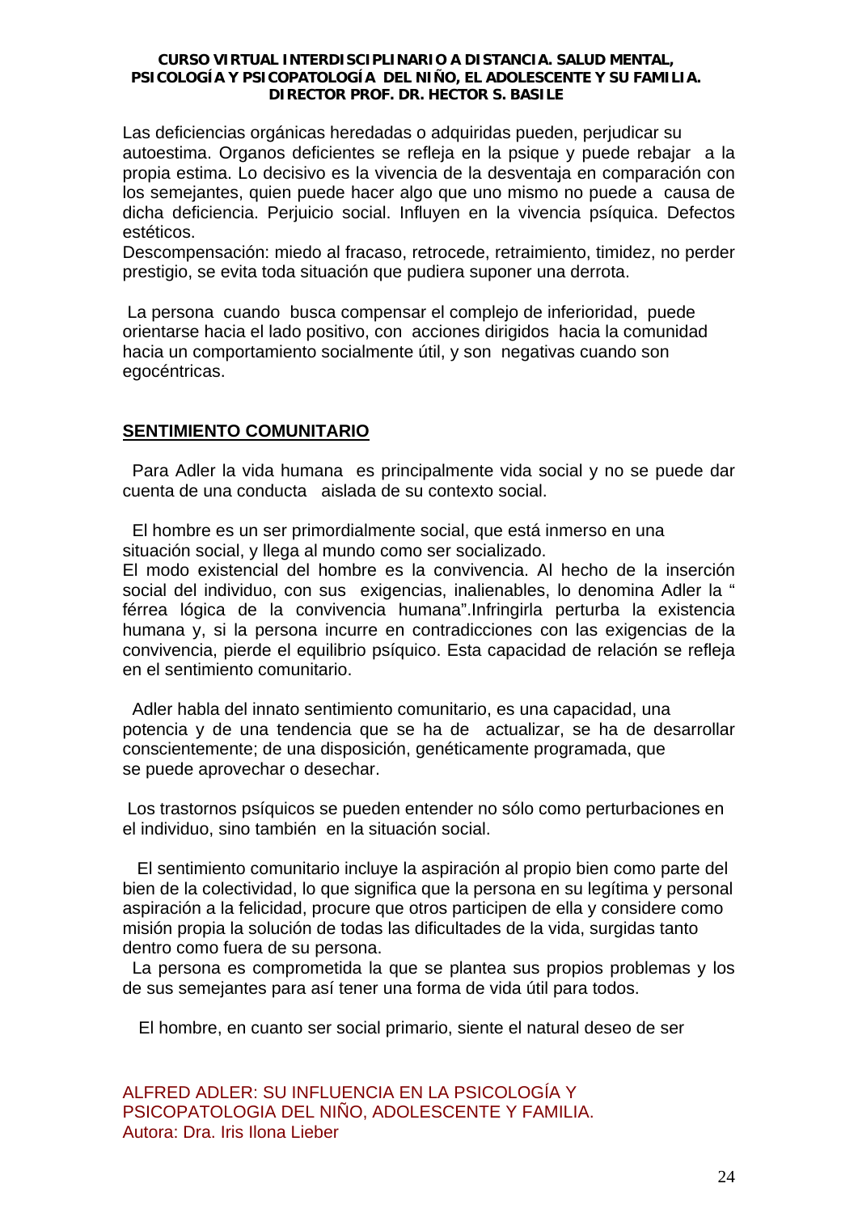Las deficiencias orgánicas heredadas o adquiridas pueden, perjudicar su autoestima. Organos deficientes se refleja en la psique y puede rebajar a la propia estima. Lo decisivo es la vivencia de la desventaja en comparación con los semejantes, quien puede hacer algo que uno mismo no puede a causa de dicha deficiencia. Perjuicio social. Influyen en la vivencia psíquica. Defectos estéticos.

Descompensación: miedo al fracaso, retrocede, retraimiento, timidez, no perder prestigio, se evita toda situación que pudiera suponer una derrota.

La persona cuando busca compensar el complejo de inferioridad, puede orientarse hacia el lado positivo, con acciones dirigidos hacia la comunidad hacia un comportamiento socialmente útil, y son negativas cuando son egocéntricas.

## SENTIMIENTO COMUNITARIO

Para Adler la vida humana es principalmente vida social y no se puede dar cuenta de una conducta aislada de su contexto social.

El hombre es un ser primordialmente social, que está inmerso en una situación social, y llega al mundo como ser socializado.

El modo existencial del hombre es la convivencia. Al hecho de la inserción social del individuo, con sus exigencias, inalienables, lo denomina Adler la " férrea lógica de la convivencia humana".Infringirla perturba la existencia humana y, si la persona incurre en contradicciones con las exigencias de la convivencia, pierde el equilibrio psíquico. Esta capacidad de relación se refleja en el sentimiento comunitario.

Adler habla del innato sentimiento comunitario, es una capacidad, una potencia y de una tendencia que se ha de actualizar, se ha de desarrollar conscientemente; de una disposición, genéticamente programada, que se puede aprovechar o desechar.

Los trastornos psíquicos se pueden entender no sólo como perturbaciones en el individuo, sino también en la situación social.

El sentimiento comunitario incluye la aspiración al propio bien como parte del bien de la colectividad, lo que significa que la persona en su legítima y personal aspiración a la felicidad, procure que otros participen de ella y considere como misión propia la solución de todas las dificultades de la vida, surgidas tanto dentro como fuera de su persona.

La persona es comprometida la que se plantea sus propios problemas y los de sus semejantes para así tener una forma de vida útil para todos.

El hombre, en cuanto ser social primario, siente el natural deseo de ser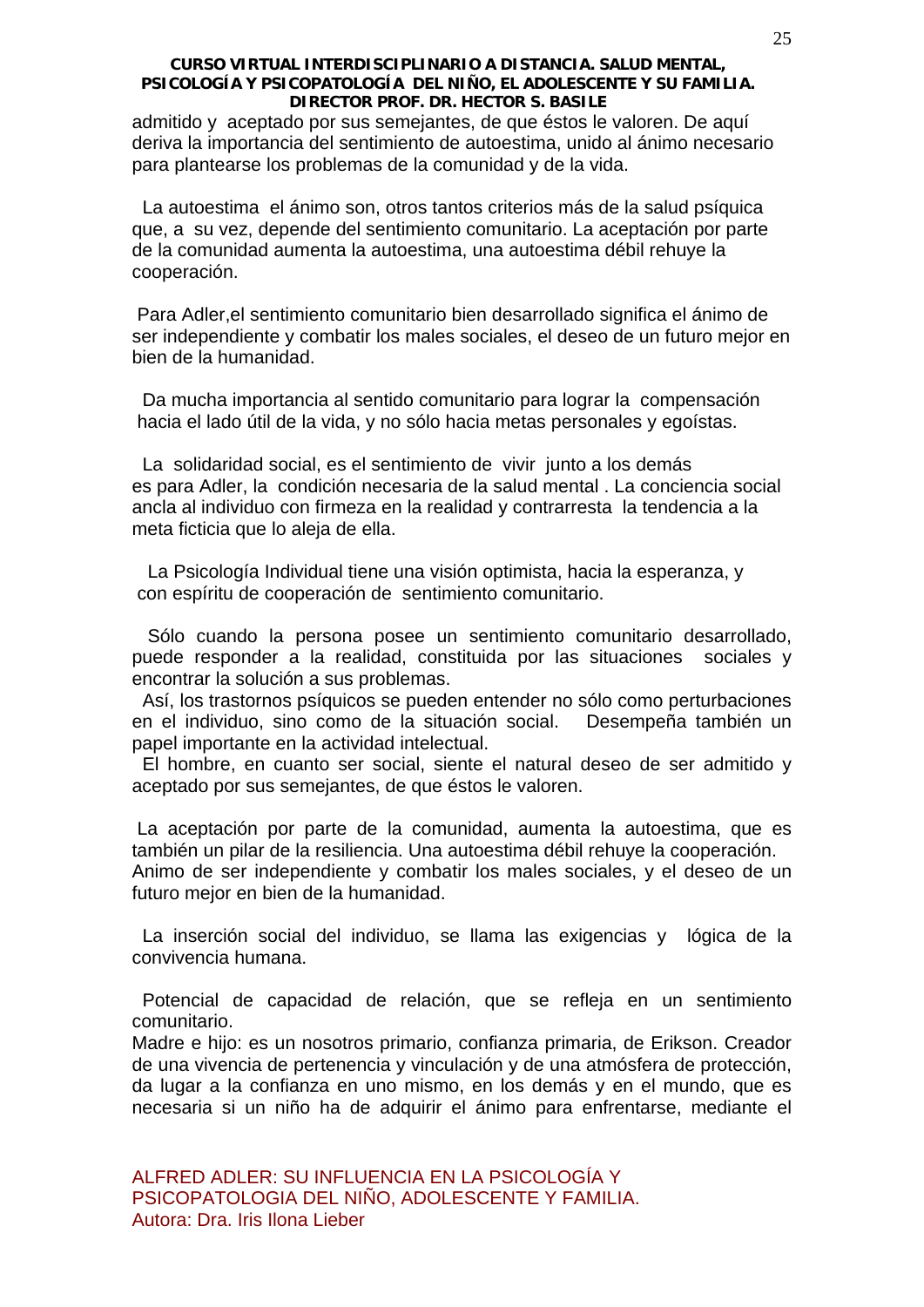admitido y aceptado por sus semejantes, de que éstos le valoren. De aquí deriva la importancia del sentimiento de autoestima, unido al ánimo necesario para plantearse los problemas de la comunidad y de la vida.

La autoestima el ánimo son, otros tantos criterios más de la salud psíquica que, a su vez, depende del sentimiento comunitario. La aceptación por parte de la comunidad aumenta la autoestima, una autoestima débil rehuye la cooperación.

Para Adler,el sentimiento comunitario bien desarrollado significa el ánimo de ser independiente y combatir los males sociales, el deseo de un futuro mejor en bien de la humanidad.

Da mucha importancia al sentido comunitario para lograr la compensación hacia el lado útil de la vida, y no sólo hacia metas personales y egoístas.

La solidaridad social, es el sentimiento de vivir junto a los demás es para Adler, la condición necesaria de la salud mental . La conciencia social ancla al individuo con firmeza en la realidad y contrarresta la tendencia a la meta ficticia que lo aleja de ella.

La Psicología Individual tiene una visión optimista, hacia la esperanza, y con espíritu de cooperación de sentimiento comunitario.

Sólo cuando la persona posee un sentimiento comunitario desarrollado, puede responder a la realidad, constituida por las situaciones sociales y encontrar la solución a sus problemas.
Así, los trastornos psíquicos se pueden entender no sólo como perturbaciones en el individuo, sino como de la situación social. Desempeña también un papel importante en la actividad intelectual.
El hombre, en cuanto ser social, siente el natural deseo de ser admitido y aceptado por sus semejantes, de que éstos le valoren.

La aceptación por parte de la comunidad, aumenta la autoestima, que es también un pilar de la resiliencia. Una autoestima débil rehuye la cooperación. Animo de ser independiente y combatir los males sociales, y el deseo de un futuro mejor en bien de la humanidad.

La inserción social del individuo, se llama las exigencias y lógica de la convivencia humana.

Potencial de capacidad de relación, que se refleja en un sentimiento comunitario.
Madre e hijo: es un nosotros primario, confianza primaria, de Erikson. Creador de una vivencia de pertenencia y vinculación y de una atmósfera de protección, da lugar a la confianza en uno mismo, en los demás y en el mundo, que es necesaria si un niño ha de adquirir el ánimo para enfrentarse, mediante el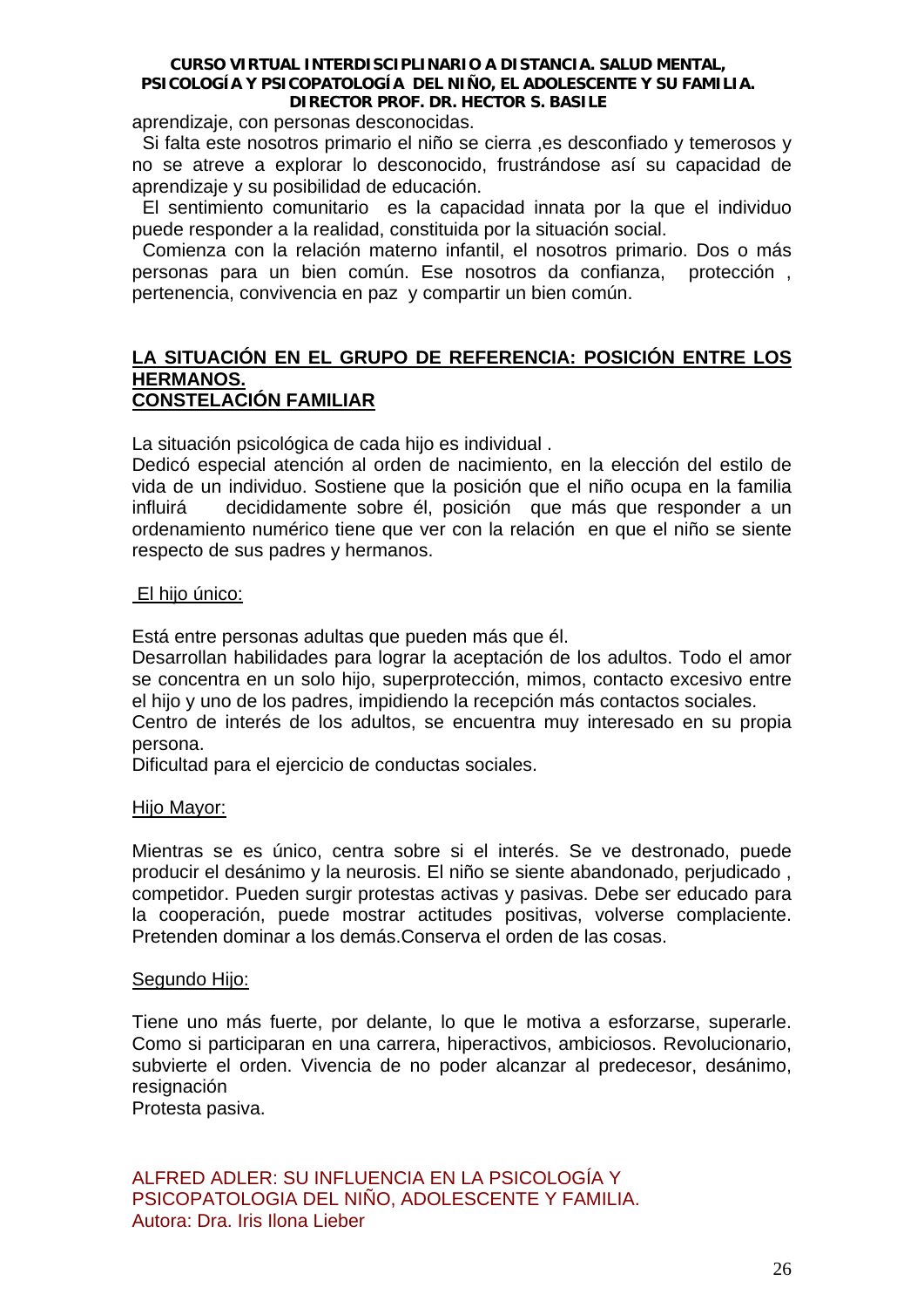aprendizaje, con personas desconocidas.

Si falta este nosotros primario el niño se cierra ,es desconfiado y temerosos y no se atreve a explorar lo desconocido, frustrándose así su capacidad de aprendizaje y su posibilidad de educación.

El sentimiento comunitario es la capacidad innata por la que el individuo puede responder a la realidad, constituida por la situación social.

Comienza con la relación materno infantil, el nosotros primario. Dos o más personas para un bien común. Ese nosotros da confianza, protección , pertenencia, convivencia en paz y compartir un bien común.

## LA SITUACIÓN EN EL GRUPO DE REFERENCIA: POSICIÓN ENTRE LOS HERMANOS. CONSTELACIÓN FAMILIAR

La situación psicológica de cada hijo es individual .

Dedicó especial atención al orden de nacimiento, en la elección del estilo de vida de un individuo. Sostiene que la posición que el niño ocupa en la familia influirá decididamente sobre él, posición que más que responder a un ordenamiento numérico tiene que ver con la relación en que el niño se siente respecto de sus padres y hermanos.

El hijo único:

Está entre personas adultas que pueden más que él.

Desarrollan habilidades para lograr la aceptación de los adultos. Todo el amor se concentra en un solo hijo, superprotección, mimos, contacto excesivo entre el hijo y uno de los padres, impidiendo la recepción más contactos sociales.

Centro de interés de los adultos, se encuentra muy interesado en su propia persona.

Dificultad para el ejercicio de conductas sociales.

Hijo Mayor:

Mientras se es único, centra sobre si el interés. Se ve destronado, puede producir el desánimo y la neurosis. El niño se siente abandonado, perjudicado , competidor. Pueden surgir protestas activas y pasivas. Debe ser educado para la cooperación, puede mostrar actitudes positivas, volverse complaciente. Pretenden dominar a los demás.Conserva el orden de las cosas.

Segundo Hijo:

Tiene uno más fuerte, por delante, lo que le motiva a esforzarse, superarle. Como si participaran en una carrera, hiperactivos, ambiciosos. Revolucionario, subvierte el orden. Vivencia de no poder alcanzar al predecesor, desánimo, resignación

Protesta pasiva.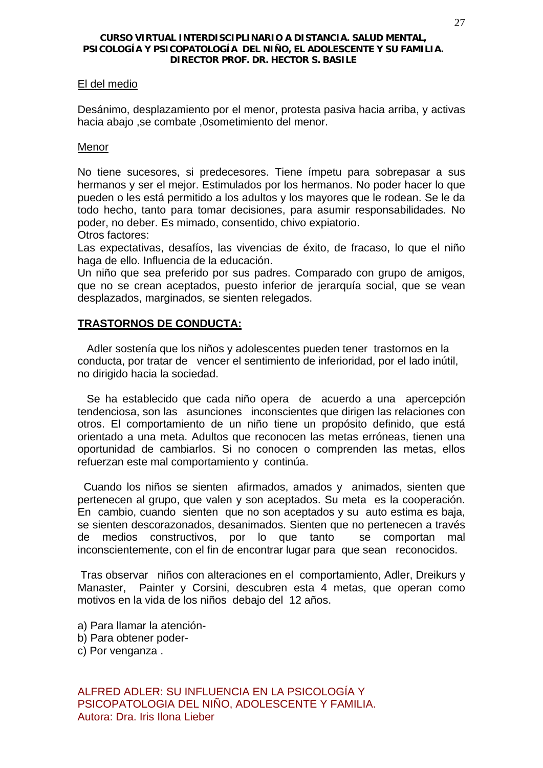El del medio

Desánimo, desplazamiento por el menor, protesta pasiva hacia arriba, y activas hacia abajo ,se combate ,0sometimiento del menor.

Menor

No tiene sucesores, si predecesores. Tiene ímpetu para sobrepasar a sus hermanos y ser el mejor. Estimulados por los hermanos. No poder hacer lo que pueden o les está permitido a los adultos y los mayores que le rodean. Se le da todo hecho, tanto para tomar decisiones, para asumir responsabilidades. No poder, no deber. Es mimado, consentido, chivo expiatorio.
Otros factores:
Las expectativas, desafíos, las vivencias de éxito, de fracaso, lo que el niño haga de ello. Influencia de la educación.
Un niño que sea preferido por sus padres. Comparado con grupo de amigos, que no se crean aceptados, puesto inferior de jerarquía social, que se vean desplazados, marginados, se sienten relegados.

## TRASTORNOS DE CONDUCTA:

Adler sostenía que los niños y adolescentes pueden tener trastornos en la conducta, por tratar de vencer el sentimiento de inferioridad, por el lado inútil, no dirigido hacia la sociedad.

Se ha establecido que cada niño opera de acuerdo a una apercepción tendenciosa, son las asunciones inconscientes que dirigen las relaciones con otros. El comportamiento de un niño tiene un propósito definido, que está orientado a una meta. Adultos que reconocen las metas erróneas, tienen una oportunidad de cambiarlos. Si no conocen o comprenden las metas, ellos refuerzan este mal comportamiento y continúa.

Cuando los niños se sienten afirmados, amados y animados, sienten que pertenecen al grupo, que valen y son aceptados. Su meta es la cooperación. En cambio, cuando sienten que no son aceptados y su auto estima es baja, se sienten descorazonados, desanimados. Sienten que no pertenecen a través de medios constructivos, por lo que tanto se comportan mal inconscientemente, con el fin de encontrar lugar para que sean reconocidos.

Tras observar niños con alteraciones en el comportamiento, Adler, Dreikurs y Manaster, Painter y Corsini, descubren esta 4 metas, que operan como motivos en la vida de los niños debajo del 12 años.

a) Para llamar la atención-
b) Para obtener poder-
c) Por venganza .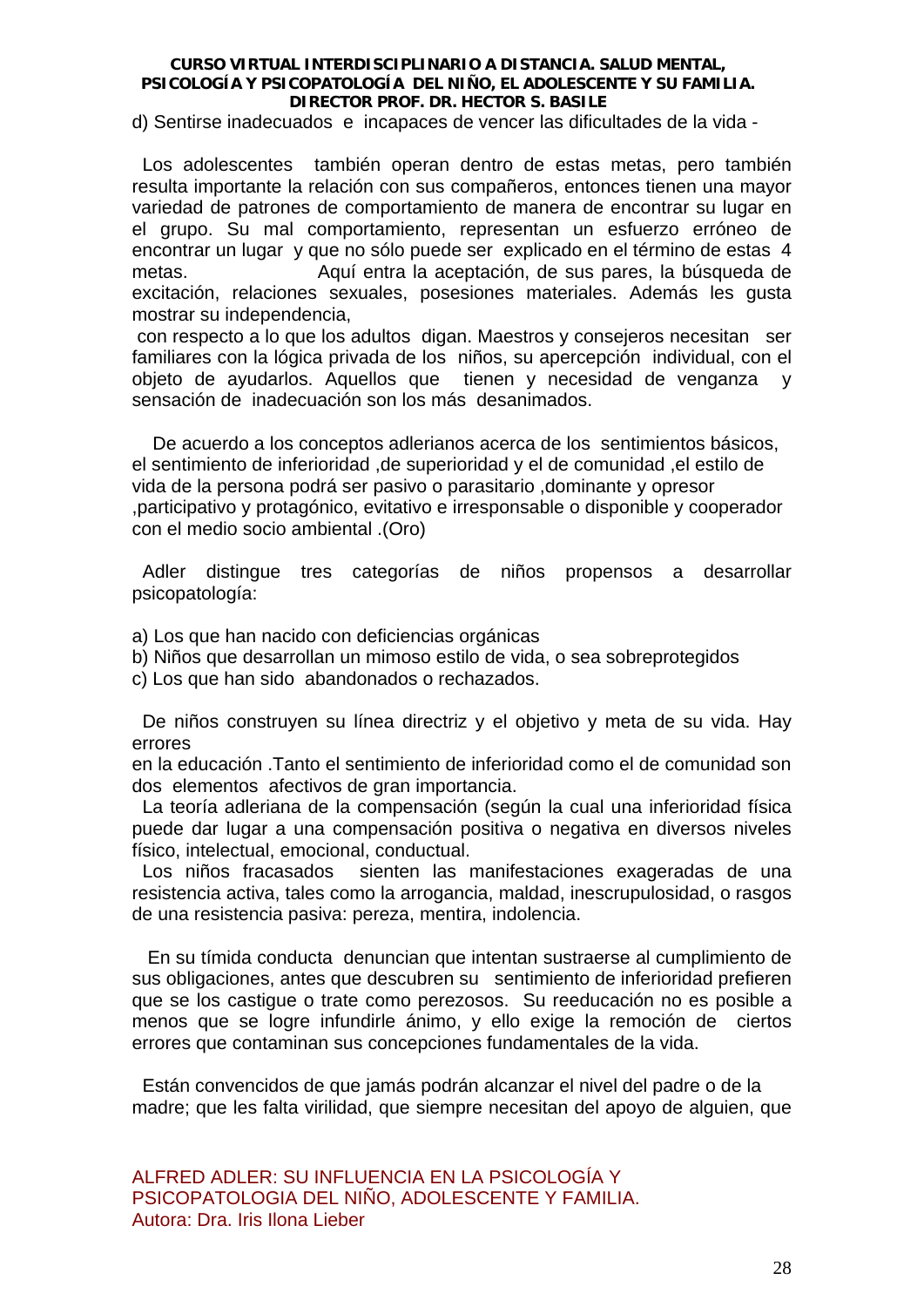d) Sentirse inadecuados e incapaces de vencer las dificultades de la vida -

Los adolescentes también operan dentro de estas metas, pero también resulta importante la relación con sus compañeros, entonces tienen una mayor variedad de patrones de comportamiento de manera de encontrar su lugar en el grupo. Su mal comportamiento, representan un esfuerzo erróneo de encontrar un lugar y que no sólo puede ser explicado en el término de estas 4 metas. Aquí entra la aceptación, de sus pares, la búsqueda de excitación, relaciones sexuales, posesiones materiales. Además les gusta mostrar su independencia, con respecto a lo que los adultos digan. Maestros y consejeros necesitan ser familiares con la lógica privada de los niños, su apercepción individual, con el objeto de ayudarlos. Aquellos que tienen y necesidad de venganza y sensación de inadecuación son los más desanimados.

De acuerdo a los conceptos adlerianos acerca de los sentimientos básicos, el sentimiento de inferioridad ,de superioridad y el de comunidad ,el estilo de vida de la persona podrá ser pasivo o parasitario ,dominante y opresor ,participativo y protagónico, evitativo e irresponsable o disponible y cooperador con el medio socio ambiental .(Oro)

Adler distingue tres categorías de niños propensos a desarrollar psicopatología:

a) Los que han nacido con deficiencias orgánicas
b) Niños que desarrollan un mimoso estilo de vida, o sea sobreprotegidos
c) Los que han sido abandonados o rechazados.

De niños construyen su línea directriz y el objetivo y meta de su vida. Hay errores en la educación .Tanto el sentimiento de inferioridad como el de comunidad son dos elementos afectivos de gran importancia.

La teoría adleriana de la compensación (según la cual una inferioridad física puede dar lugar a una compensación positiva o negativa en diversos niveles físico, intelectual, emocional, conductual.

Los niños fracasados sienten las manifestaciones exageradas de una resistencia activa, tales como la arrogancia, maldad, inescrupulosidad, o rasgos de una resistencia pasiva: pereza, mentira, indolencia.

En su tímida conducta denuncian que intentan sustraerse al cumplimiento de sus obligaciones, antes que descubren su sentimiento de inferioridad prefieren que se los castigue o trate como perezosos. Su reeducación no es posible a menos que se logre infundirle ánimo, y ello exige la remoción de ciertos errores que contaminan sus concepciones fundamentales de la vida.

Están convencidos de que jamás podrán alcanzar el nivel del padre o de la madre; que les falta virilidad, que siempre necesitan del apoyo de alguien, que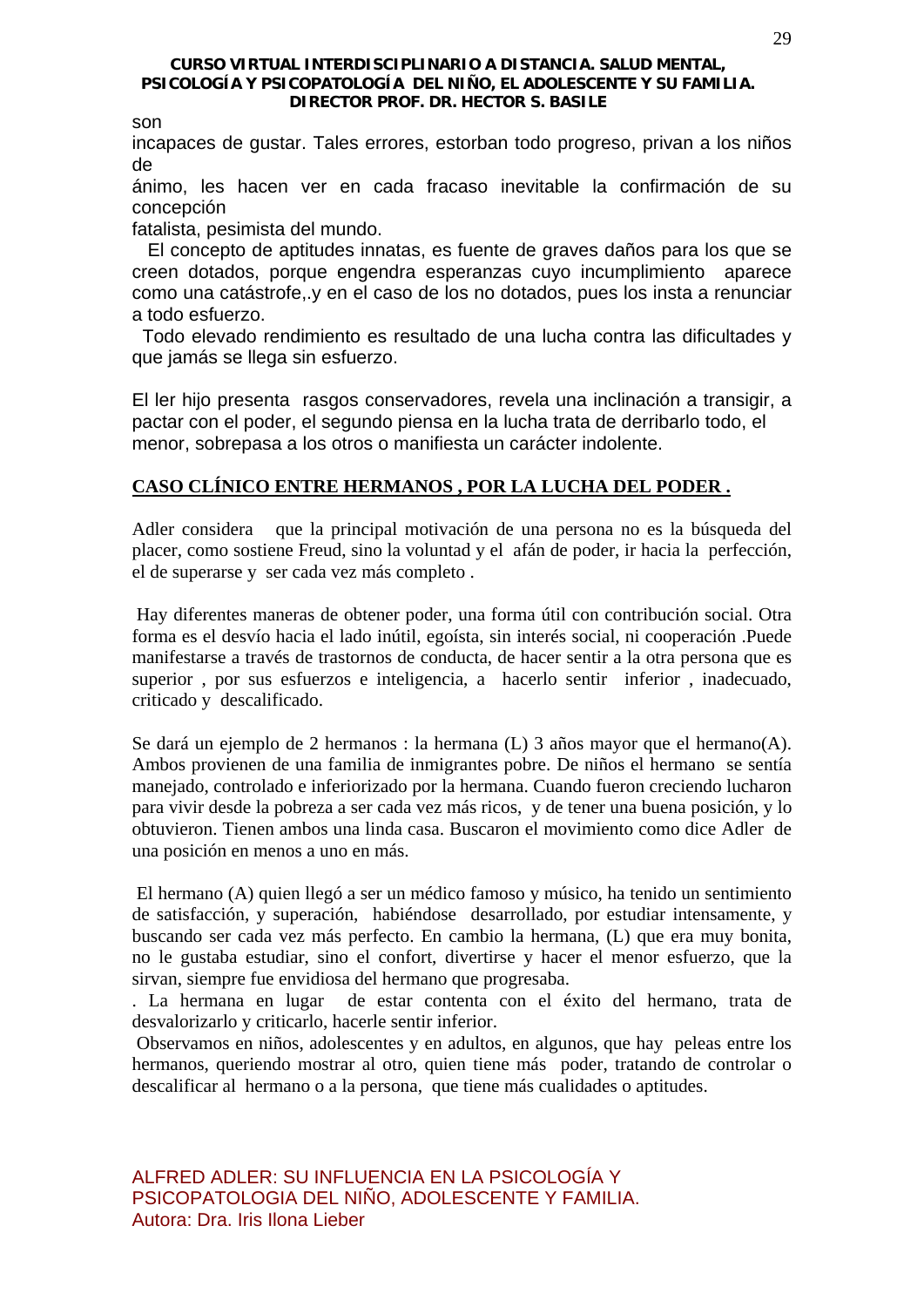son
incapaces de gustar. Tales errores, estorban todo progreso, privan a los niños de
ánimo, les hacen ver en cada fracaso inevitable la confirmación de su concepción
fatalista, pesimista del mundo.

El concepto de aptitudes innatas, es fuente de graves daños para los que se creen dotados, porque engendra esperanzas cuyo incumplimiento aparece como una catástrofe,.y en el caso de los no dotados, pues los insta a renunciar a todo esfuerzo.

Todo elevado rendimiento es resultado de una lucha contra las dificultades y que jamás se llega sin esfuerzo.

El ler hijo presenta rasgos conservadores, revela una inclinación a transigir, a pactar con el poder, el segundo piensa en la lucha trata de derribarlo todo, el menor, sobrepasa a los otros o manifiesta un carácter indolente.

## CASO CLÍNICO ENTRE HERMANOS , POR LA LUCHA DEL PODER .

Adler considera que la principal motivación de una persona no es la búsqueda del placer, como sostiene Freud, sino la voluntad y el afán de poder, ir hacia la perfección, el de superarse y ser cada vez más completo .

Hay diferentes maneras de obtener poder, una forma útil con contribución social. Otra forma es el desvío hacia el lado inútil, egoísta, sin interés social, ni cooperación .Puede manifestarse a través de trastornos de conducta, de hacer sentir a la otra persona que es superior , por sus esfuerzos e inteligencia, a hacerlo sentir inferior , inadecuado, criticado y descalificado.

Se dará un ejemplo de 2 hermanos : la hermana (L) 3 años mayor que el hermano(A). Ambos provienen de una familia de inmigrantes pobre. De niños el hermano se sentía manejado, controlado e inferiorizado por la hermana. Cuando fueron creciendo lucharon para vivir desde la pobreza a ser cada vez más ricos, y de tener una buena posición, y lo obtuvieron. Tienen ambos una linda casa. Buscaron el movimiento como dice Adler de una posición en menos a uno en más.

El hermano (A) quien llegó a ser un médico famoso y músico, ha tenido un sentimiento de satisfacción, y superación, habiéndose desarrollado, por estudiar intensamente, y buscando ser cada vez más perfecto. En cambio la hermana, (L) que era muy bonita, no le gustaba estudiar, sino el confort, divertirse y hacer el menor esfuerzo, que la sirvan, siempre fue envidiosa del hermano que progresaba.
. La hermana en lugar de estar contenta con el éxito del hermano, trata de desvalorizarlo y criticarlo, hacerle sentir inferior.
Observamos en niños, adolescentes y en adultos, en algunos, que hay peleas entre los hermanos, queriendo mostrar al otro, quien tiene más poder, tratando de controlar o descalificar al hermano o a la persona, que tiene más cualidades o aptitudes.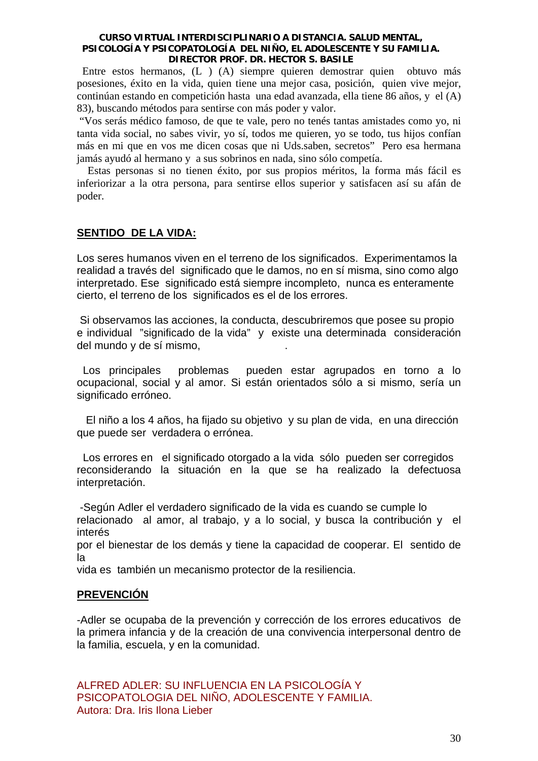Entre estos hermanos, (L ) (A) siempre quieren demostrar quien obtuvo más posesiones, éxito en la vida, quien tiene una mejor casa, posición, quien vive mejor, continúan estando en competición hasta una edad avanzada, ella tiene 86 años, y el (A) 83), buscando métodos para sentirse con más poder y valor.

"Vos serás médico famoso, de que te vale, pero no tenés tantas amistades como yo, ni tanta vida social, no sabes vivir, yo sí, todos me quieren, yo se todo, tus hijos confían más en mi que en vos me dicen cosas que ni Uds.saben, secretos" Pero esa hermana jamás ayudó al hermano y a sus sobrinos en nada, sino sólo competía.

Estas personas si no tienen éxito, por sus propios méritos, la forma más fácil es inferiorizar a la otra persona, para sentirse ellos superior y satisfacen así su afán de poder.

## SENTIDO DE LA VIDA:

Los seres humanos viven en el terreno de los significados. Experimentamos la realidad a través del significado que le damos, no en sí misma, sino como algo interpretado. Ese significado está siempre incompleto, nunca es enteramente cierto, el terreno de los significados es el de los errores.

Si observamos las acciones, la conducta, descubriremos que posee su propio e individual "significado de la vida" y existe una determinada consideración del mundo y de sí mismo, .

Los principales problemas pueden estar agrupados en torno a lo ocupacional, social y al amor. Si están orientados sólo a si mismo, sería un significado erróneo.

El niño a los 4 años, ha fijado su objetivo y su plan de vida, en una dirección que puede ser verdadera o errónea.

Los errores en el significado otorgado a la vida sólo pueden ser corregidos reconsiderando la situación en la que se ha realizado la defectuosa interpretación.

-Según Adler el verdadero significado de la vida es cuando se cumple lo relacionado al amor, al trabajo, y a lo social, y busca la contribución y el interés por el bienestar de los demás y tiene la capacidad de cooperar. El sentido de la vida es también un mecanismo protector de la resiliencia.

## PREVENCIÓN

-Adler se ocupaba de la prevención y corrección de los errores educativos de la primera infancia y de la creación de una convivencia interpersonal dentro de la familia, escuela, y en la comunidad.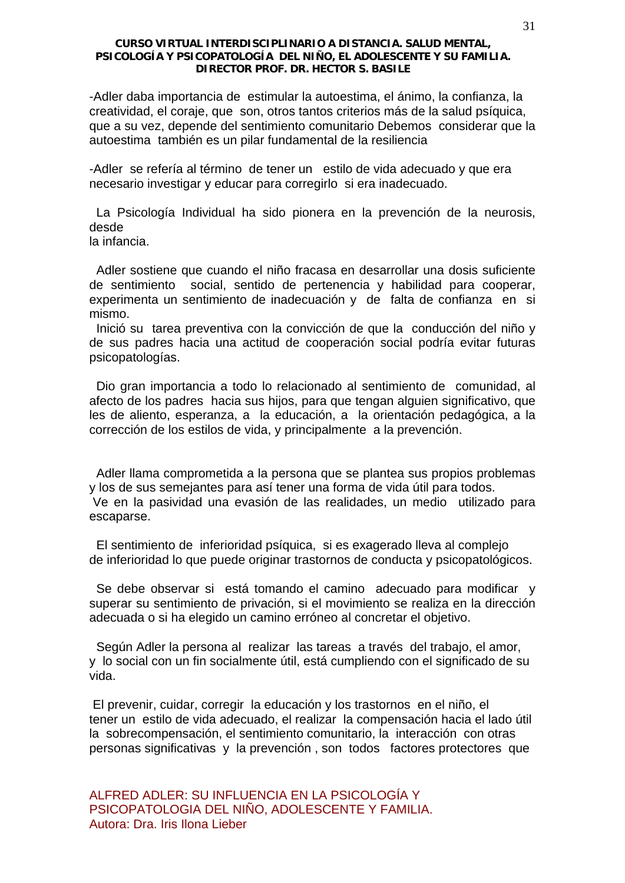-Adler daba importancia de estimular la autoestima, el ánimo, la confianza, la creatividad, el coraje, que son, otros tantos criterios más de la salud psíquica, que a su vez, depende del sentimiento comunitario Debemos considerar que la autoestima también es un pilar fundamental de la resiliencia

-Adler se refería al término de tener un estilo de vida adecuado y que era necesario investigar y educar para corregirlo si era inadecuado.

La Psicología Individual ha sido pionera en la prevención de la neurosis, desde la infancia.

Adler sostiene que cuando el niño fracasa en desarrollar una dosis suficiente de sentimiento social, sentido de pertenencia y habilidad para cooperar, experimenta un sentimiento de inadecuación y de falta de confianza en si mismo.

Inició su tarea preventiva con la convicción de que la conducción del niño y de sus padres hacia una actitud de cooperación social podría evitar futuras psicopatologías.

Dio gran importancia a todo lo relacionado al sentimiento de comunidad, al afecto de los padres hacia sus hijos, para que tengan alguien significativo, que les de aliento, esperanza, a la educación, a la orientación pedagógica, a la corrección de los estilos de vida, y principalmente a la prevención.

Adler llama comprometida a la persona que se plantea sus propios problemas y los de sus semejantes para así tener una forma de vida útil para todos.

Ve en la pasividad una evasión de las realidades, un medio utilizado para escaparse.

El sentimiento de inferioridad psíquica, si es exagerado lleva al complejo de inferioridad lo que puede originar trastornos de conducta y psicopatológicos.

Se debe observar si está tomando el camino adecuado para modificar y superar su sentimiento de privación, si el movimiento se realiza en la dirección adecuada o si ha elegido un camino erróneo al concretar el objetivo.

Según Adler la persona al realizar las tareas a través del trabajo, el amor, y lo social con un fin socialmente útil, está cumpliendo con el significado de su vida.

El prevenir, cuidar, corregir la educación y los trastornos en el niño, el tener un estilo de vida adecuado, el realizar la compensación hacia el lado útil la sobrecompensación, el sentimiento comunitario, la interacción con otras personas significativas y la prevención , son todos factores protectores que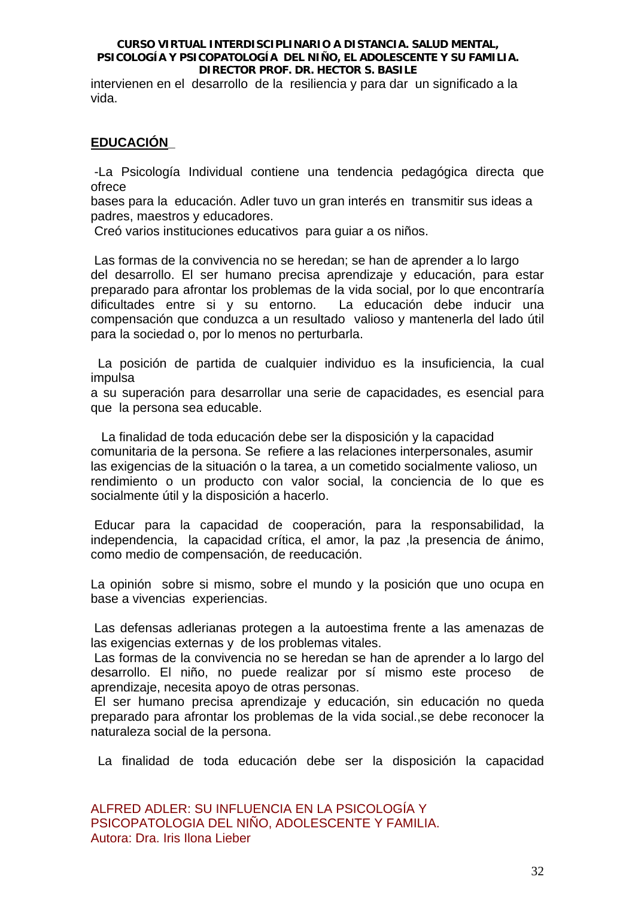intervienen en el desarrollo de la resiliencia y para dar un significado a la vida.

**EDUCACIÓN**

-La Psicología Individual contiene una tendencia pedagógica directa que ofrece bases para la educación. Adler tuvo un gran interés en transmitir sus ideas a padres, maestros y educadores.
Creó varios instituciones educativos para guiar a os niños.

Las formas de la convivencia no se heredan; se han de aprender a lo largo del desarrollo. El ser humano precisa aprendizaje y educación, para estar preparado para afrontar los problemas de la vida social, por lo que encontraría dificultades entre si y su entorno. La educación debe inducir una compensación que conduzca a un resultado valioso y mantenerla del lado útil para la sociedad o, por lo menos no perturbarla.

La posición de partida de cualquier individuo es la insuficiencia, la cual impulsa a su superación para desarrollar una serie de capacidades, es esencial para que la persona sea educable.

La finalidad de toda educación debe ser la disposición y la capacidad comunitaria de la persona. Se refiere a las relaciones interpersonales, asumir las exigencias de la situación o la tarea, a un cometido socialmente valioso, un rendimiento o un producto con valor social, la conciencia de lo que es socialmente útil y la disposición a hacerlo.

Educar para la capacidad de cooperación, para la responsabilidad, la independencia, la capacidad crítica, el amor, la paz ,la presencia de ánimo, como medio de compensación, de reeducación.

La opinión sobre si mismo, sobre el mundo y la posición que uno ocupa en base a vivencias experiencias.

Las defensas adlerianas protegen a la autoestima frente a las amenazas de las exigencias externas y de los problemas vitales.
Las formas de la convivencia no se heredan se han de aprender a lo largo del desarrollo. El niño, no puede realizar por sí mismo este proceso de aprendizaje, necesita apoyo de otras personas.
El ser humano precisa aprendizaje y educación, sin educación no queda preparado para afrontar los problemas de la vida social.,se debe reconocer la naturaleza social de la persona.

La finalidad de toda educación debe ser la disposición la capacidad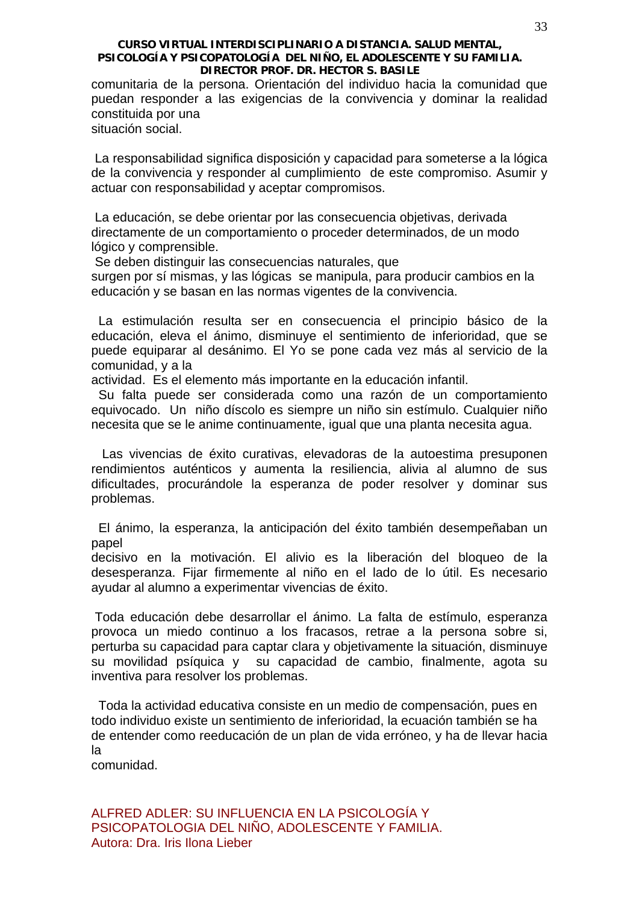comunitaria de la persona. Orientación del individuo hacia la comunidad que puedan responder a las exigencias de la convivencia y dominar la realidad constituida por una situación social.

La responsabilidad significa disposición y capacidad para someterse a la lógica de la convivencia y responder al cumplimiento de este compromiso. Asumir y actuar con responsabilidad y aceptar compromisos.

La educación, se debe orientar por las consecuencia objetivas, derivada directamente de un comportamiento o proceder determinados, de un modo lógico y comprensible.
Se deben distinguir las consecuencias naturales, que surgen por sí mismas, y las lógicas se manipula, para producir cambios en la educación y se basan en las normas vigentes de la convivencia.

La estimulación resulta ser en consecuencia el principio básico de la educación, eleva el ánimo, disminuye el sentimiento de inferioridad, que se puede equiparar al desánimo. El Yo se pone cada vez más al servicio de la comunidad, y a la actividad. Es el elemento más importante en la educación infantil.
Su falta puede ser considerada como una razón de un comportamiento equivocado. Un niño díscolo es siempre un niño sin estímulo. Cualquier niño necesita que se le anime continuamente, igual que una planta necesita agua.

Las vivencias de éxito curativas, elevadoras de la autoestima presuponen rendimientos auténticos y aumenta la resiliencia, alivia al alumno de sus dificultades, procurándole la esperanza de poder resolver y dominar sus problemas.

El ánimo, la esperanza, la anticipación del éxito también desempeñaban un papel decisivo en la motivación. El alivio es la liberación del bloqueo de la desesperanza. Fijar firmemente al niño en el lado de lo útil. Es necesario ayudar al alumno a experimentar vivencias de éxito.

Toda educación debe desarrollar el ánimo. La falta de estímulo, esperanza provoca un miedo continuo a los fracasos, retrae a la persona sobre si, perturba su capacidad para captar clara y objetivamente la situación, disminuye su movilidad psíquica y su capacidad de cambio, finalmente, agota su inventiva para resolver los problemas.

Toda la actividad educativa consiste en un medio de compensación, pues en todo individuo existe un sentimiento de inferioridad, la ecuación también se ha de entender como reeducación de un plan de vida erróneo, y ha de llevar hacia la comunidad.

ALFRED ADLER: SU INFLUENCIA EN LA PSICOLOGÍA Y PSICOPATOLOGIA DEL NIÑO, ADOLESCENTE Y FAMILIA.
Autora: Dra. Iris Ilona Lieber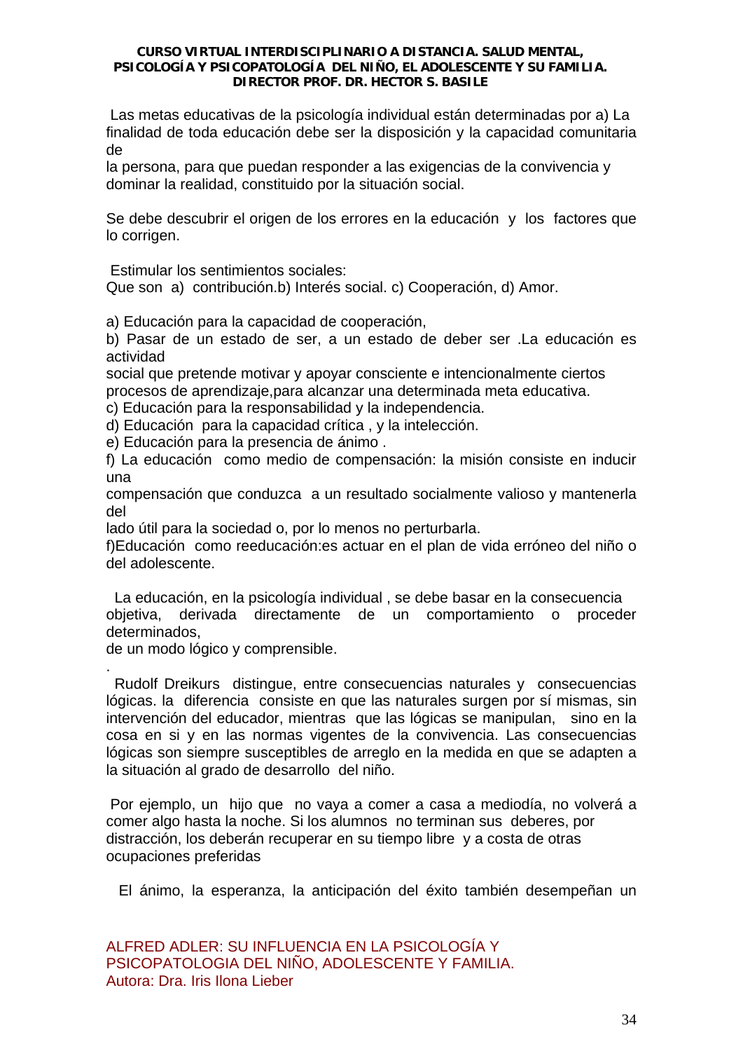Las metas educativas de la psicología individual están determinadas por a) La finalidad de toda educación debe ser la disposición y la capacidad comunitaria de la persona, para que puedan responder a las exigencias de la convivencia y dominar la realidad, constituido por la situación social.

Se debe descubrir el origen de los errores en la educación y los factores que lo corrigen.

Estimular los sentimientos sociales:
Que son a) contribución.b) Interés social. c) Cooperación, d) Amor.

a) Educación para la capacidad de cooperación,
b) Pasar de un estado de ser, a un estado de deber ser .La educación es actividad social que pretende motivar y apoyar consciente e intencionalmente ciertos procesos de aprendizaje,para alcanzar una determinada meta educativa.
c) Educación para la responsabilidad y la independencia.
d) Educación para la capacidad crítica , y la intelección.
e) Educación para la presencia de ánimo .
f) La educación como medio de compensación: la misión consiste en inducir una compensación que conduzca a un resultado socialmente valioso y mantenerla del lado útil para la sociedad o, por lo menos no perturbarla.
f)Educación como reeducación:es actuar en el plan de vida erróneo del niño o del adolescente.

La educación, en la psicología individual , se debe basar en la consecuencia objetiva, derivada directamente de un comportamiento o proceder determinados, de un modo lógico y comprensible.

.

Rudolf Dreikurs distingue, entre consecuencias naturales y consecuencias lógicas. la diferencia consiste en que las naturales surgen por sí mismas, sin intervención del educador, mientras que las lógicas se manipulan, sino en la cosa en si y en las normas vigentes de la convivencia. Las consecuencias lógicas son siempre susceptibles de arreglo en la medida en que se adapten a la situación al grado de desarrollo del niño.

Por ejemplo, un hijo que no vaya a comer a casa a mediodía, no volverá a comer algo hasta la noche. Si los alumnos no terminan sus deberes, por distracción, los deberán recuperar en su tiempo libre y a costa de otras ocupaciones preferidas

El ánimo, la esperanza, la anticipación del éxito también desempeñan un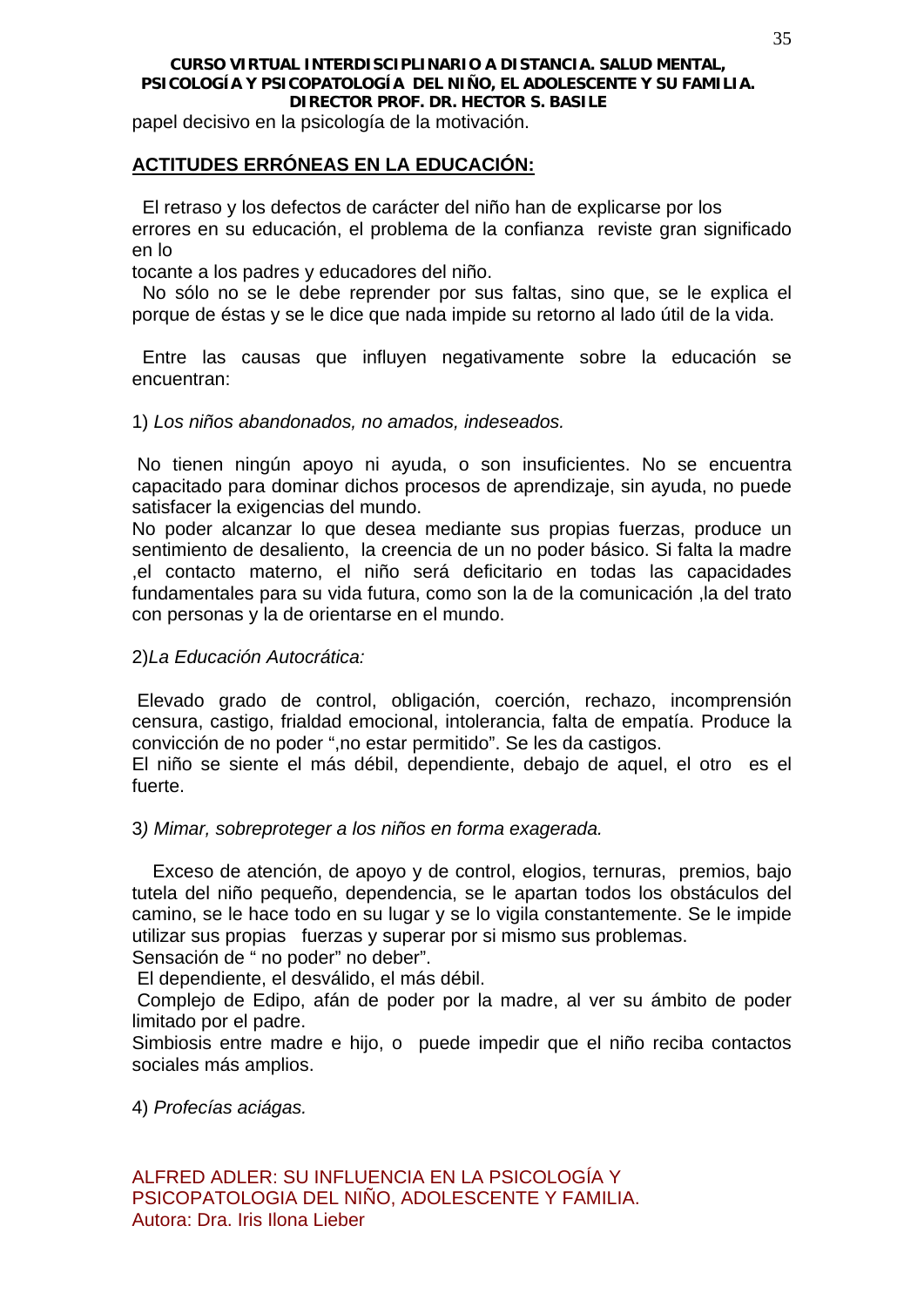papel decisivo en la psicología de la motivación.

## ACTITUDES ERRÓNEAS EN LA EDUCACIÓN:

El retraso y los defectos de carácter del niño han de explicarse por los errores en su educación, el problema de la confianza reviste gran significado en lo tocante a los padres y educadores del niño.

No sólo no se le debe reprender por sus faltas, sino que, se le explica el porque de éstas y se le dice que nada impide su retorno al lado útil de la vida.

Entre las causas que influyen negativamente sobre la educación se encuentran:

1) *Los niños abandonados, no amados, indeseados.*

No tienen ningún apoyo ni ayuda, o son insuficientes. No se encuentra capacitado para dominar dichos procesos de aprendizaje, sin ayuda, no puede satisfacer la exigencias del mundo.

No poder alcanzar lo que desea mediante sus propias fuerzas, produce un sentimiento de desaliento, la creencia de un no poder básico. Si falta la madre ,el contacto materno, el niño será deficitario en todas las capacidades fundamentales para su vida futura, como son la de la comunicación ,la del trato con personas y la de orientarse en el mundo.

2)*La Educación Autocrática:*

Elevado grado de control, obligación, coerción, rechazo, incomprensión censura, castigo, frialdad emocional, intolerancia, falta de empatía. Produce la convicción de no poder ",no estar permitido". Se les da castigos.

El niño se siente el más débil, dependiente, debajo de aquel, el otro es el fuerte.

3*) Mimar, sobreproteger a los niños en forma exagerada.*

Exceso de atención, de apoyo y de control, elogios, ternuras, premios, bajo tutela del niño pequeño, dependencia, se le apartan todos los obstáculos del camino, se le hace todo en su lugar y se lo vigila constantemente. Se le impide utilizar sus propias fuerzas y superar por si mismo sus problemas.

Sensación de " no poder" no deber".

El dependiente, el desválido, el más débil.

Complejo de Edipo, afán de poder por la madre, al ver su ámbito de poder limitado por el padre.

Simbiosis entre madre e hijo, o puede impedir que el niño reciba contactos sociales más amplios.

4) *Profecías aciágas.*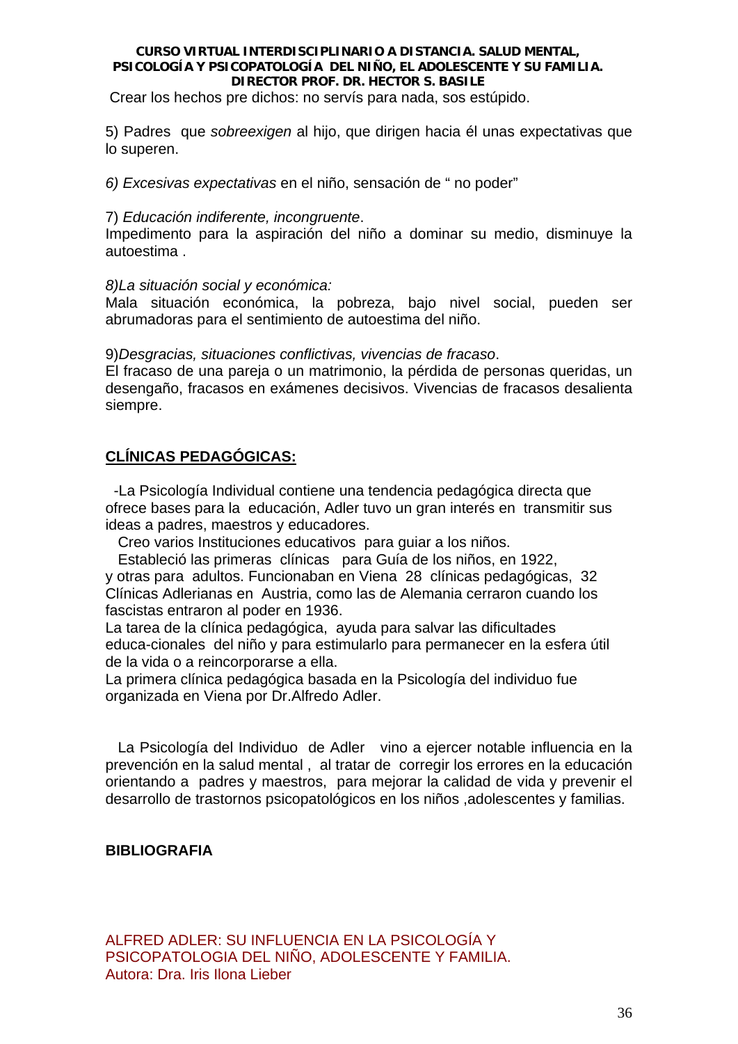Crear los hechos pre dichos: no servís para nada, sos estúpido.

5) Padres que *sobreexigen* al hijo, que dirigen hacia él unas expectativas que lo superen.

6) *Excesivas expectativas* en el niño, sensación de " no poder"

7) *Educación indiferente, incongruente*.
Impedimento para la aspiración del niño a dominar su medio, disminuye la autoestima .

8)*La situación social y económica:*
Mala situación económica, la pobreza, bajo nivel social, pueden ser abrumadoras para el sentimiento de autoestima del niño.

9)*Desgracias, situaciones conflictivas, vivencias de fracaso*.
El fracaso de una pareja o un matrimonio, la pérdida de personas queridas, un desengaño, fracasos en exámenes decisivos. Vivencias de fracasos desalienta siempre.

## CLÍNICAS PEDAGÓGICAS:

-La Psicología Individual contiene una tendencia pedagógica directa que ofrece bases para la educación, Adler tuvo un gran interés en transmitir sus ideas a padres, maestros y educadores.

Creo varios Instituciones educativos para guiar a los niños.

Estableció las primeras clínicas para Guía de los niños, en 1922, y otras para adultos. Funcionaban en Viena 28 clínicas pedagógicas, 32 Clínicas Adlerianas en Austria, como las de Alemania cerraron cuando los fascistas entraron al poder en 1936.

La tarea de la clínica pedagógica, ayuda para salvar las dificultades educa-cionales del niño y para estimularlo para permanecer en la esfera útil de la vida o a reincorporarse a ella.

La primera clínica pedagógica basada en la Psicología del individuo fue organizada en Viena por Dr.Alfredo Adler.

La Psicología del Individuo de Adler vino a ejercer notable influencia en la prevención en la salud mental , al tratar de corregir los errores en la educación orientando a padres y maestros, para mejorar la calidad de vida y prevenir el desarrollo de trastornos psicopatológicos en los niños ,adolescentes y familias.

**BIBLIOGRAFIA**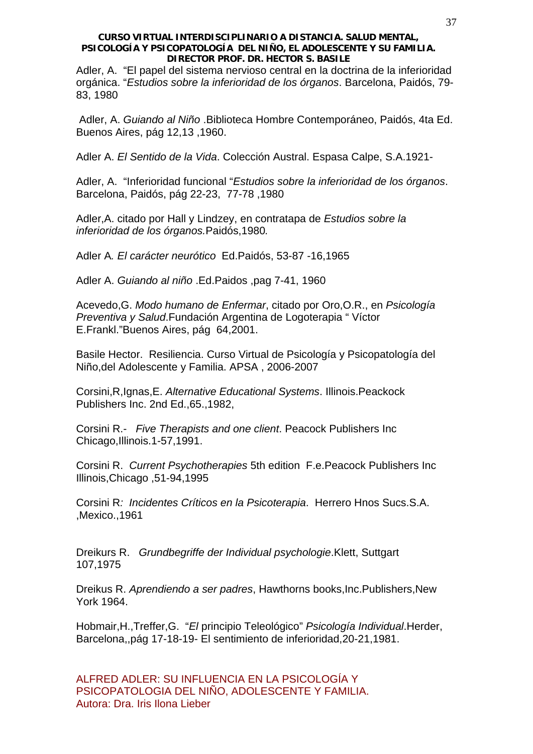Adler, A.  "El papel del sistema nervioso central en la doctrina de la inferioridad orgánica. "*Estudios sobre la inferioridad de los órganos*. Barcelona, Paidós, 79-83, 1980

Adler, A. *Guiando al Niño* .Biblioteca Hombre Contemporáneo, Paidós, 4ta Ed. Buenos Aires, pág 12,13 ,1960.

Adler A. *El Sentido de la Vida*. Colección Austral. Espasa Calpe, S.A.1921-

Adler, A.  "Inferioridad funcional "*Estudios sobre la inferioridad de los órganos*. Barcelona, Paidós, pág 22-23,  77-78 ,1980

Adler,A. citado por Hall y Lindzey, en contratapa de *Estudios sobre la inferioridad de los órganos.*Paidós,1980*.*

Adler A*. El carácter neurótico*  Ed.Paidós, 53-87 -16,1965

Adler A. *Guiando al niño* .Ed.Paidos ,pag 7-41, 1960

Acevedo,G. *Modo humano de Enfermar*, citado por Oro,O.R., en *Psicología Preventiva y Salud*.Fundación Argentina de Logoterapia " Víctor E.Frankl."Buenos Aires, pág  64,2001.

Basile Hector.  Resiliencia. Curso Virtual de Psicología y Psicopatología del Niño,del Adolescente y Familia. APSA , 2006-2007

Corsini,R,Ignas,E. *Alternative Educational Systems*. Illinois.Peackock Publishers Inc. 2nd Ed.,65.,1982,

Corsini R.-   *Five Therapists and one client*. Peacock Publishers Inc Chicago,Illinois.1-57,1991.

Corsini R.  *Current Psychotherapies* 5th edition  F.e.Peacock Publishers Inc Illinois,Chicago ,51-94,1995

Corsini R*:  Incidentes Críticos en la Psicoterapia*.  Herrero Hnos Sucs.S.A. ,Mexico.,1961

Dreikurs R.   *Grundbegriffe der Individual psychologie*.Klett, Suttgart 107,1975

Dreikus R. *Aprendiendo a ser padres*, Hawthorns books,Inc.Publishers,New York 1964.

Hobmair,H.,Treffer,G.  "*El* principio Teleológico" *Psicología Individual*.Herder, Barcelona,,pág 17-18-19- El sentimiento de inferioridad,20-21,1981.

ALFRED ADLER: SU INFLUENCIA EN LA PSICOLOGÍA Y PSICOPATOLOGIA DEL NIÑO, ADOLESCENTE Y FAMILIA.
Autora: Dra. Iris Ilona Lieber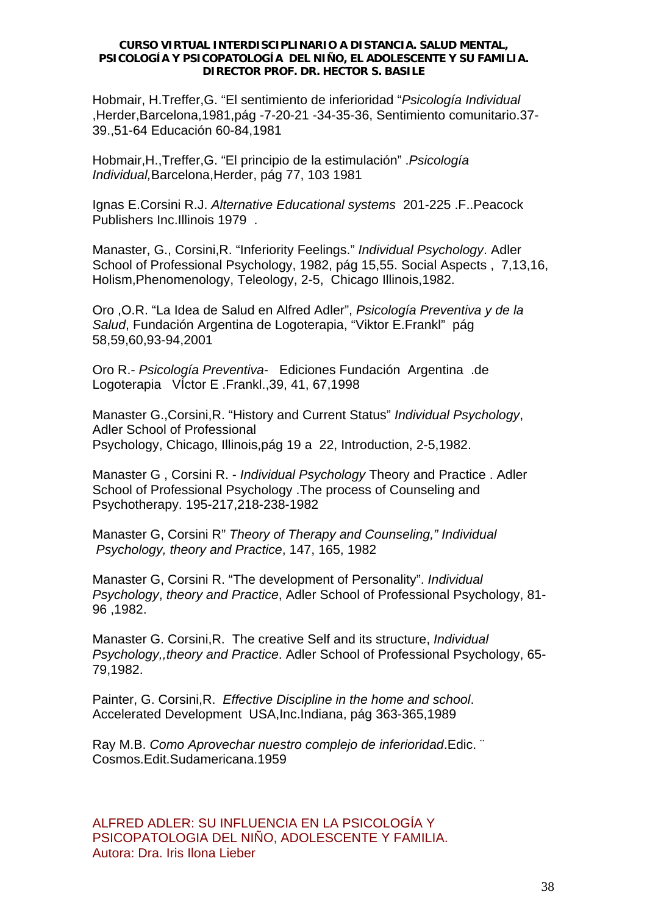Hobmair, H.Treffer,G. "El sentimiento de inferioridad "*Psicología Individual* ,Herder,Barcelona,1981,pág -7-20-21 -34-35-36, Sentimiento comunitario.37-39.,51-64 Educación 60-84,1981

Hobmair,H.,Treffer,G. "El principio de la estimulación" .*Psicología Individual,*Barcelona,Herder, pág 77, 103 1981

Ignas E.Corsini R.J. *Alternative Educational systems* 201-225 .F..Peacock Publishers Inc.Illinois 1979 .

Manaster, G., Corsini,R. "Inferiority Feelings." *Individual Psychology*. Adler School of Professional Psychology, 1982, pág 15,55. Social Aspects , 7,13,16, Holism,Phenomenology, Teleology, 2-5, Chicago Illinois,1982.

Oro ,O.R. "La Idea de Salud en Alfred Adler", *Psicología Preventiva y de la Salud*, Fundación Argentina de Logoterapia, "Viktor E.Frankl" pág 58,59,60,93-94,2001

Oro R.- *Psicología Preventiva-* Ediciones Fundación Argentina .de Logoterapia VÍctor E .Frankl.,39, 41, 67,1998

Manaster G.,Corsini,R. "History and Current Status" *Individual Psychology*, Adler School of Professional Psychology, Chicago, Illinois,pág 19 a 22, Introduction, 2-5,1982.

Manaster G , Corsini R. - *Individual Psychology* Theory and Practice . Adler School of Professional Psychology .The process of Counseling and Psychotherapy. 195-217,218-238-1982

Manaster G, Corsini R" *Theory of Therapy and Counseling," Individual Psychology, theory and Practice*, 147, 165, 1982

Manaster G, Corsini R. "The development of Personality". *Individual Psychology*, *theory and Practice*, Adler School of Professional Psychology, 81-96 ,1982.

Manaster G. Corsini,R. The creative Self and its structure, *Individual Psychology,,theory and Practice*. Adler School of Professional Psychology, 65-79,1982.

Painter, G. Corsini,R. *Effective Discipline in the home and school*. Accelerated Development USA,Inc.Indiana, pág 363-365,1989

Ray M.B. *Como Aprovechar nuestro complejo de inferioridad*.Edic. ¨ Cosmos.Edit.Sudamericana.1959

ALFRED ADLER: SU INFLUENCIA EN LA PSICOLOGÍA Y PSICOPATOLOGIA DEL NIÑO, ADOLESCENTE Y FAMILIA.
Autora: Dra. Iris Ilona Lieber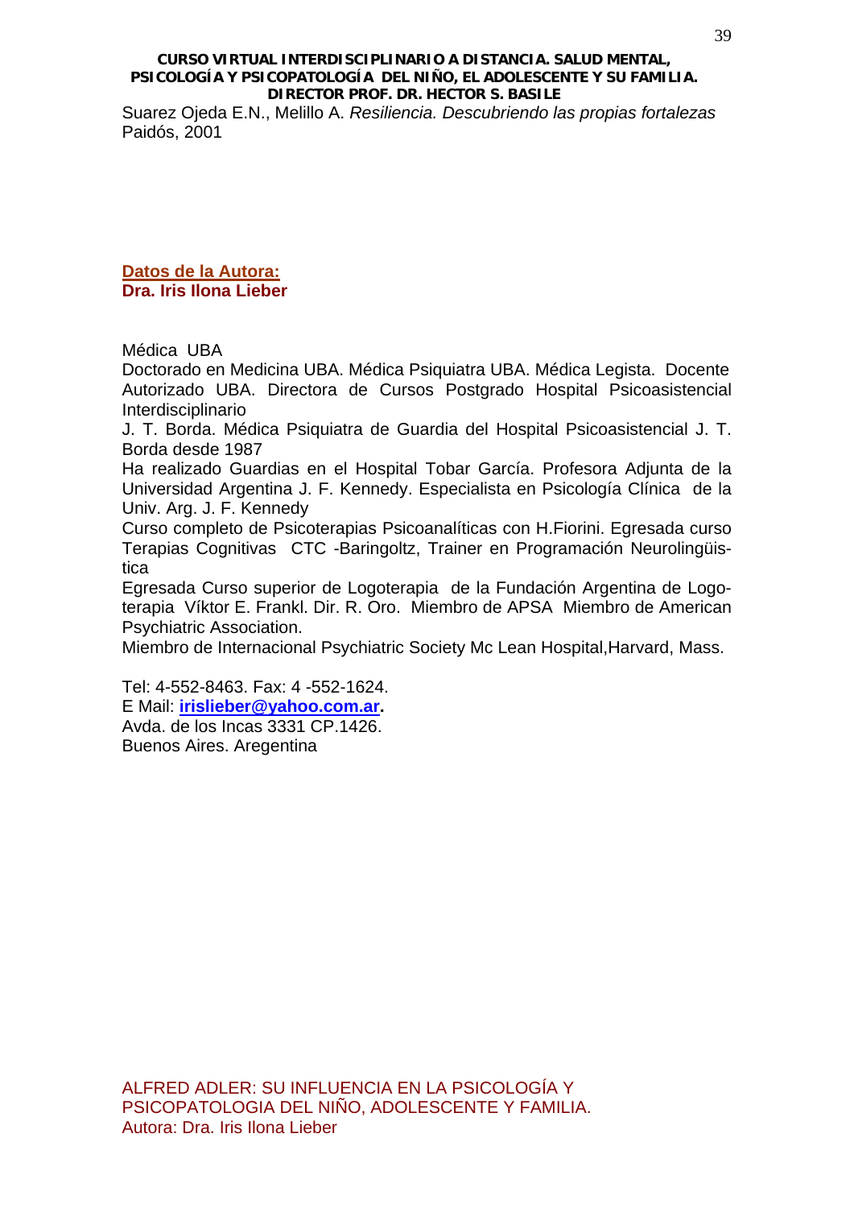Suarez Ojeda E.N., Melillo A. *Resiliencia. Descubriendo las propias fortalezas* Paidós, 2001

**Datos de la Autora:**
**Dra. Iris Ilona Lieber**

Médica UBA
Doctorado en Medicina UBA. Médica Psiquiatra UBA. Médica Legista. Docente Autorizado UBA. Directora de Cursos Postgrado Hospital Psicoasistencial Interdisciplinario
J. T. Borda. Médica Psiquiatra de Guardia del Hospital Psicoasistencial J. T. Borda desde 1987
Ha realizado Guardias en el Hospital Tobar García. Profesora Adjunta de la Universidad Argentina J. F. Kennedy. Especialista en Psicología Clínica de la Univ. Arg. J. F. Kennedy
Curso completo de Psicoterapias Psicoanalíticas con H.Fiorini. Egresada curso Terapias Cognitivas CTC -Baringoltz, Trainer en Programación Neurolingüística
Egresada Curso superior de Logoterapia de la Fundación Argentina de Logoterapia Víktor E. Frankl. Dir. R. Oro. Miembro de APSA Miembro de American Psychiatric Association.
Miembro de Internacional Psychiatric Society Mc Lean Hospital,Harvard, Mass.

Tel: 4-552-8463. Fax: 4 -552-1624.
E Mail: **irislieber@yahoo.com.ar.**
Avda. de los Incas 3331 CP.1426.
Buenos Aires. Aregentina